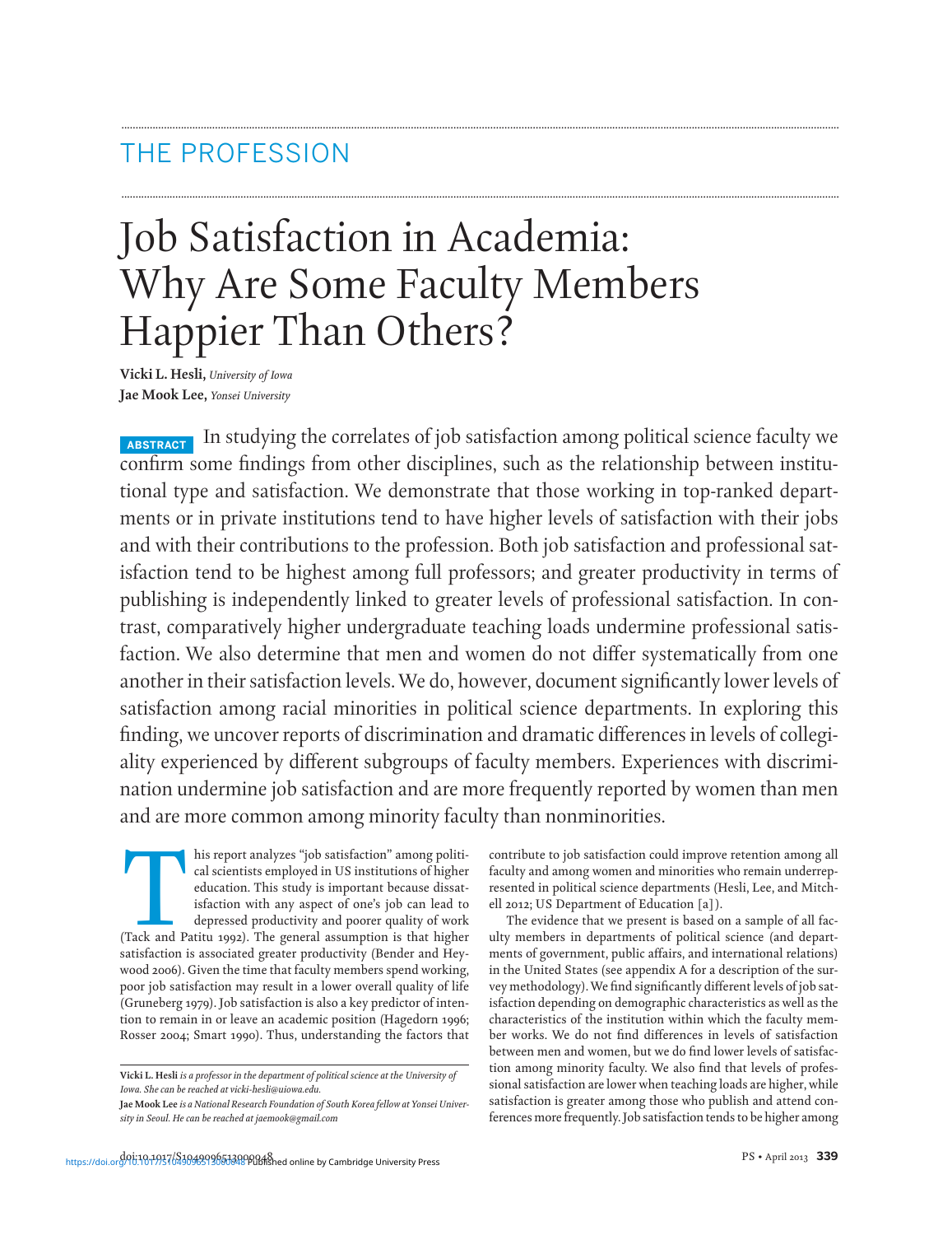THE PROFESSION

# Job Satisfaction in Academia: Why Are Some Faculty Members Happier Than Others?

**Vicki L. Hesli,** *University of Iowa*
**Jae Mook Lee,** *Yonsei University*

**ABSTRACT** In studying the correlates of job satisfaction among political science faculty we confirm some findings from other disciplines, such as the relationship between institutional type and satisfaction. We demonstrate that those working in top-ranked departments or in private institutions tend to have higher levels of satisfaction with their jobs and with their contributions to the profession. Both job satisfaction and professional satisfaction tend to be highest among full professors; and greater productivity in terms of publishing is independently linked to greater levels of professional satisfaction. In contrast, comparatively higher undergraduate teaching loads undermine professional satisfaction. We also determine that men and women do not differ systematically from one another in their satisfaction levels. We do, however, document significantly lower levels of satisfaction among racial minorities in political science departments. In exploring this finding, we uncover reports of discrimination and dramatic differences in levels of collegiality experienced by different subgroups of faculty members. Experiences with discrimination undermine job satisfaction and are more frequently reported by women than men and are more common among minority faculty than nonminorities.

This report analyzes "job satisfaction" among political scientists employed in US institutions of higher education. This study is important because dissatisfaction with any aspect of one's job can lead to depressed productivity and poorer quality of work (Tack and Patitu 1992). The general assumption is that higher satisfaction is associated greater productivity (Bender and Heywood 2006). Given the time that faculty members spend working, poor job satisfaction may result in a lower overall quality of life (Gruneberg 1979). Job satisfaction is also a key predictor of intention to remain in or leave an academic position (Hagedorn 1996; Rosser 2004; Smart 1990). Thus, understanding the factors that contribute to job satisfaction could improve retention among all faculty and among women and minorities who remain underrepresented in political science departments (Hesli, Lee, and Mitchell 2012; US Department of Education [a]).

The evidence that we present is based on a sample of all faculty members in departments of political science (and departments of government, public affairs, and international relations) in the United States (see appendix A for a description of the survey methodology). We find significantly different levels of job satisfaction depending on demographic characteristics as well as the characteristics of the institution within which the faculty member works. We do not find differences in levels of satisfaction between men and women, but we do find lower levels of satisfaction among minority faculty. We also find that levels of professional satisfaction are lower when teaching loads are higher, while satisfaction is greater among those who publish and attend conferences more frequently. Job satisfaction tends to be higher among

**Vicki L. Hesli** *is a professor in the department of political science at the University of Iowa. She can be reached at vicki-hesli@uiowa.edu.*

**Jae Mook Lee** *is a National Research Foundation of South Korea fellow at Yonsei University in Seoul. He can be reached at jaemook@gmail.com*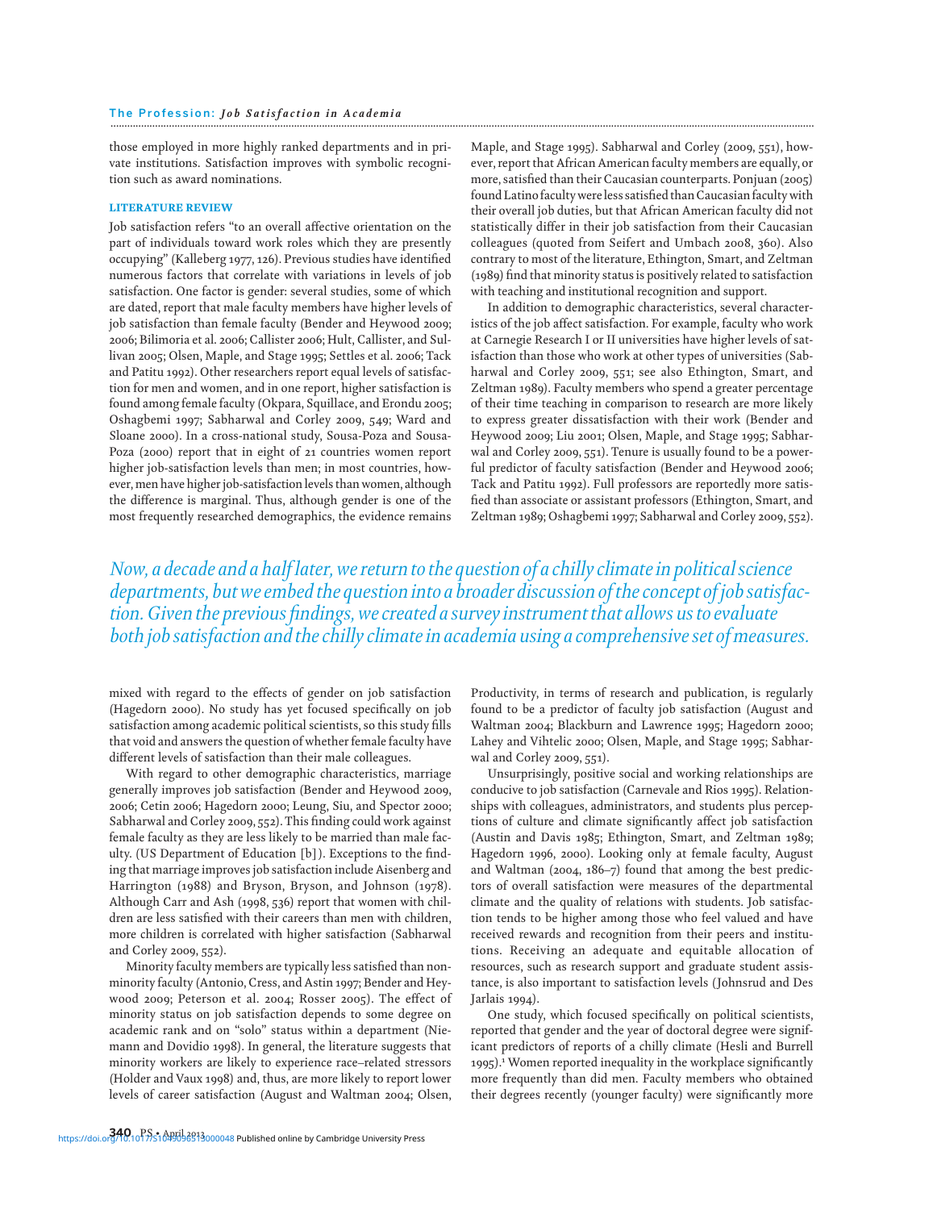those employed in more highly ranked departments and in private institutions. Satisfaction improves with symbolic recognition such as award nominations.

## LITERATURE REVIEW

Job satisfaction refers "to an overall affective orientation on the part of individuals toward work roles which they are presently occupying" (Kalleberg 1977, 126). Previous studies have identified numerous factors that correlate with variations in levels of job satisfaction. One factor is gender: several studies, some of which are dated, report that male faculty members have higher levels of job satisfaction than female faculty (Bender and Heywood 2009; 2006; Bilimoria et al. 2006; Callister 2006; Hult, Callister, and Sullivan 2005; Olsen, Maple, and Stage 1995; Settles et al. 2006; Tack and Patitu 1992). Other researchers report equal levels of satisfaction for men and women, and in one report, higher satisfaction is found among female faculty (Okpara, Squillace, and Erondu 2005; Oshagbemi 1997; Sabharwal and Corley 2009, 549; Ward and Sloane 2000). In a cross-national study, Sousa-Poza and Sousa-Poza (2000) report that in eight of 21 countries women report higher job-satisfaction levels than men; in most countries, however, men have higher job-satisfaction levels than women, although the difference is marginal. Thus, although gender is one of the most frequently researched demographics, the evidence remains mixed with regard to the effects of gender on job satisfaction (Hagedorn 2000). No study has yet focused specifically on job satisfaction among academic political scientists, so this study fills that void and answers the question of whether female faculty have different levels of satisfaction than their male colleagues.

With regard to other demographic characteristics, marriage generally improves job satisfaction (Bender and Heywood 2009, 2006; Cetin 2006; Hagedorn 2000; Leung, Siu, and Spector 2000; Sabharwal and Corley 2009, 552). This finding could work against female faculty as they are less likely to be married than male faculty. (US Department of Education [b]). Exceptions to the finding that marriage improves job satisfaction include Aisenberg and Harrington (1988) and Bryson, Bryson, and Johnson (1978). Although Carr and Ash (1998, 536) report that women with children are less satisfied with their careers than men with children, more children is correlated with higher satisfaction (Sabharwal and Corley 2009, 552).

Minority faculty members are typically less satisfied than nonminority faculty (Antonio, Cress, and Astin 1997; Bender and Heywood 2009; Peterson et al. 2004; Rosser 2005). The effect of minority status on job satisfaction depends to some degree on academic rank and on "solo" status within a department (Niemann and Dovidio 1998). In general, the literature suggests that minority workers are likely to experience race–related stressors (Holder and Vaux 1998) and, thus, are more likely to report lower levels of career satisfaction (August and Waltman 2004; Olsen, Maple, and Stage 1995). Sabharwal and Corley (2009, 551), however, report that African American faculty members are equally, or more, satisfied than their Caucasian counterparts. Ponjuan (2005) found Latino faculty were less satisfied than Caucasian faculty with their overall job duties, but that African American faculty did not statistically differ in their job satisfaction from their Caucasian colleagues (quoted from Seifert and Umbach 2008, 360). Also contrary to most of the literature, Ethington, Smart, and Zeltman (1989) find that minority status is positively related to satisfaction with teaching and institutional recognition and support.

In addition to demographic characteristics, several characteristics of the job affect satisfaction. For example, faculty who work at Carnegie Research I or II universities have higher levels of satisfaction than those who work at other types of universities (Sabharwal and Corley 2009, 551; see also Ethington, Smart, and Zeltman 1989). Faculty members who spend a greater percentage of their time teaching in comparison to research are more likely to express greater dissatisfaction with their work (Bender and Heywood 2009; Liu 2001; Olsen, Maple, and Stage 1995; Sabharwal and Corley 2009, 551). Tenure is usually found to be a powerful predictor of faculty satisfaction (Bender and Heywood 2006; Tack and Patitu 1992). Full professors are reportedly more satisfied than associate or assistant professors (Ethington, Smart, and Zeltman 1989; Oshagbemi 1997; Sabharwal and Corley 2009, 552).

*Now, a decade and a half later, we return to the question of a chilly climate in political science departments, but we embed the question into a broader discussion of the concept of job satisfaction. Given the previous findings, we created a survey instrument that allows us to evaluate both job satisfaction and the chilly climate in academia using a comprehensive set of measures.*

Productivity, in terms of research and publication, is regularly found to be a predictor of faculty job satisfaction (August and Waltman 2004; Blackburn and Lawrence 1995; Hagedorn 2000; Lahey and Vihtelic 2000; Olsen, Maple, and Stage 1995; Sabharwal and Corley 2009, 551).

Unsurprisingly, positive social and working relationships are conducive to job satisfaction (Carnevale and Rios 1995). Relationships with colleagues, administrators, and students plus perceptions of culture and climate significantly affect job satisfaction (Austin and Davis 1985; Ethington, Smart, and Zeltman 1989; Hagedorn 1996, 2000). Looking only at female faculty, August and Waltman (2004, 186–7) found that among the best predictors of overall satisfaction were measures of the departmental climate and the quality of relations with students. Job satisfaction tends to be higher among those who feel valued and have received rewards and recognition from their peers and institutions. Receiving an adequate and equitable allocation of resources, such as research support and graduate student assistance, is also important to satisfaction levels (Johnsrud and Des Jarlais 1994).

One study, which focused specifically on political scientists, reported that gender and the year of doctoral degree were significant predictors of reports of a chilly climate (Hesli and Burrell 1995).[1] Women reported inequality in the workplace significantly more frequently than did men. Faculty members who obtained their degrees recently (younger faculty) were significantly more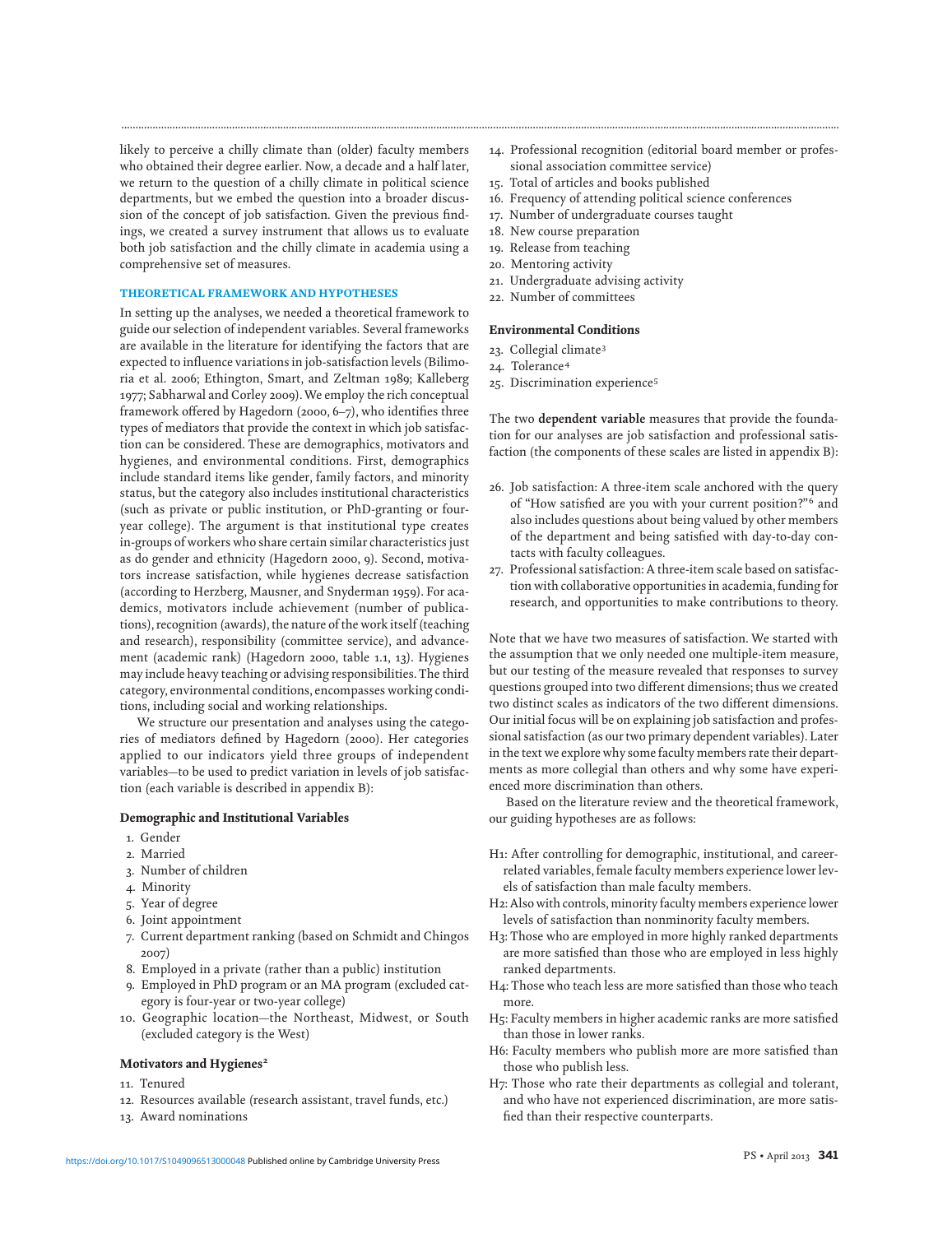likely to perceive a chilly climate than (older) faculty members who obtained their degree earlier. Now, a decade and a half later, we return to the question of a chilly climate in political science departments, but we embed the question into a broader discussion of the concept of job satisfaction. Given the previous findings, we created a survey instrument that allows us to evaluate both job satisfaction and the chilly climate in academia using a comprehensive set of measures.

## THEORETICAL FRAMEWORK AND HYPOTHESES

In setting up the analyses, we needed a theoretical framework to guide our selection of independent variables. Several frameworks are available in the literature for identifying the factors that are expected to influence variations in job-satisfaction levels (Bilimoria et al. 2006; Ethington, Smart, and Zeltman 1989; Kalleberg 1977; Sabharwal and Corley 2009). We employ the rich conceptual framework offered by Hagedorn (2000, 6–7), who identifies three types of mediators that provide the context in which job satisfaction can be considered. These are demographics, motivators and hygienes, and environmental conditions. First, demographics include standard items like gender, family factors, and minority status, but the category also includes institutional characteristics (such as private or public institution, or PhD-granting or four-year college). The argument is that institutional type creates in-groups of workers who share certain similar characteristics just as do gender and ethnicity (Hagedorn 2000, 9). Second, motivators increase satisfaction, while hygienes decrease satisfaction (according to Herzberg, Mausner, and Snyderman 1959). For academics, motivators include achievement (number of publications), recognition (awards), the nature of the work itself (teaching and research), responsibility (committee service), and advancement (academic rank) (Hagedorn 2000, table 1.1, 13). Hygienes may include heavy teaching or advising responsibilities. The third category, environmental conditions, encompasses working conditions, including social and working relationships.

We structure our presentation and analyses using the categories of mediators defined by Hagedorn (2000). Her categories applied to our indicators yield three groups of independent variables—to be used to predict variation in levels of job satisfaction (each variable is described in appendix B):

### Demographic and Institutional Variables

1. Gender
2. Married
3. Number of children
4. Minority
5. Year of degree
6. Joint appointment
7. Current department ranking (based on Schmidt and Chingos 2007)
8. Employed in a private (rather than a public) institution
9. Employed in PhD program or an MA program (excluded category is four-year or two-year college)
10. Geographic location—the Northeast, Midwest, or South (excluded category is the West)

### Motivators and Hygienes[2]

11. Tenured
12. Resources available (research assistant, travel funds, etc.)
13. Award nominations
14. Professional recognition (editorial board member or professional association committee service)
15. Total of articles and books published
16. Frequency of attending political science conferences
17. Number of undergraduate courses taught
18. New course preparation
19. Release from teaching
20. Mentoring activity
21. Undergraduate advising activity
22. Number of committees

### Environmental Conditions

23. Collegial climate[3]
24. Tolerance[4]
25. Discrimination experience[5]

The two **dependent variable** measures that provide the foundation for our analyses are job satisfaction and professional satisfaction (the components of these scales are listed in appendix B):

26. Job satisfaction: A three-item scale anchored with the query of "How satisfied are you with your current position?"[6] and also includes questions about being valued by other members of the department and being satisfied with day-to-day contacts with faculty colleagues.
27. Professional satisfaction: A three-item scale based on satisfaction with collaborative opportunities in academia, funding for research, and opportunities to make contributions to theory.

Note that we have two measures of satisfaction. We started with the assumption that we only needed one multiple-item measure, but our testing of the measure revealed that responses to survey questions grouped into two different dimensions; thus we created two distinct scales as indicators of the two different dimensions. Our initial focus will be on explaining job satisfaction and professional satisfaction (as our two primary dependent variables). Later in the text we explore why some faculty members rate their departments as more collegial than others and why some have experienced more discrimination than others.

Based on the literature review and the theoretical framework, our guiding hypotheses are as follows:

H1: After controlling for demographic, institutional, and career-related variables, female faculty members experience lower levels of satisfaction than male faculty members.

H2: Also with controls, minority faculty members experience lower levels of satisfaction than nonminority faculty members.

H3: Those who are employed in more highly ranked departments are more satisfied than those who are employed in less highly ranked departments.

H4: Those who teach less are more satisfied than those who teach more.

H5: Faculty members in higher academic ranks are more satisfied than those in lower ranks.

H6: Faculty members who publish more are more satisfied than those who publish less.

H7: Those who rate their departments as collegial and tolerant, and who have not experienced discrimination, are more satisfied than their respective counterparts.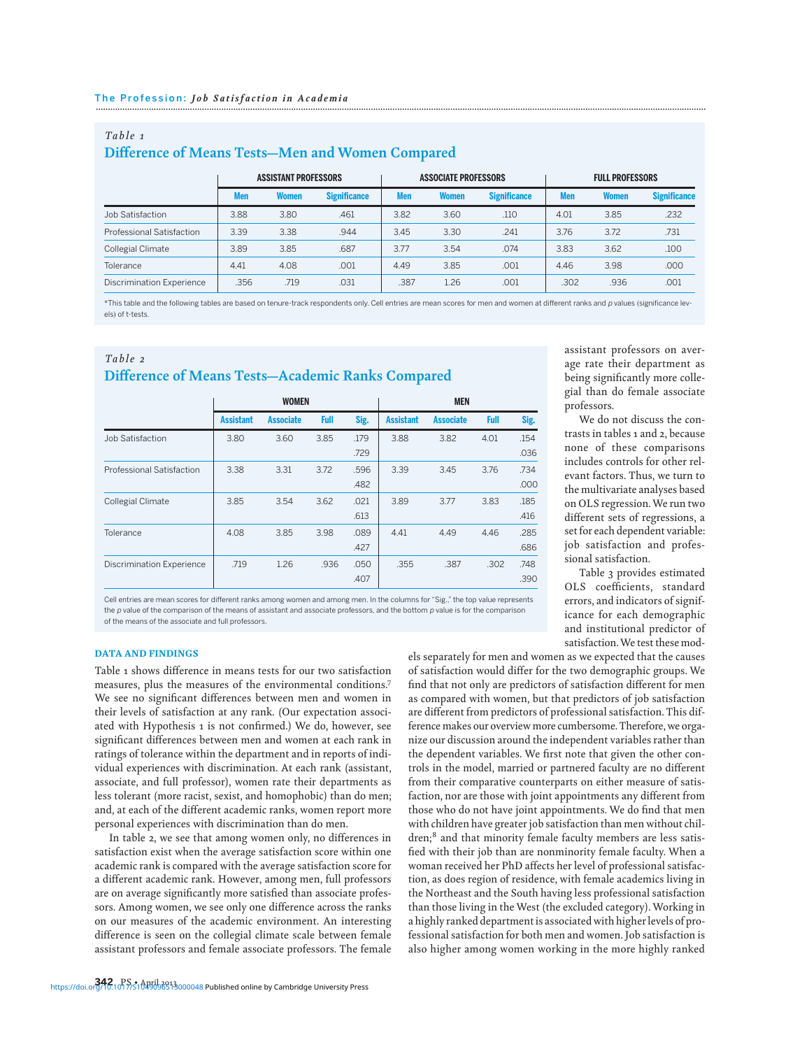*Table 1*

## Difference of Means Tests—Men and Women Compared

| | ASSISTANT PROFESSORS | | | ASSOCIATE PROFESSORS | | | FULL PROFESSORS | | |
|---|---|---|---|---|---|---|---|---|---|
| | Men | Women | Significance | Men | Women | Significance | Men | Women | Significance |
| Job Satisfaction | 3.88 | 3.80 | .461 | 3.82 | 3.60 | .110 | 4.01 | 3.85 | .232 |
| Professional Satisfaction | 3.39 | 3.38 | .944 | 3.45 | 3.30 | .241 | 3.76 | 3.72 | .731 |
| Collegial Climate | 3.89 | 3.85 | .687 | 3.77 | 3.54 | .074 | 3.83 | 3.62 | .100 |
| Tolerance | 4.41 | 4.08 | .001 | 4.49 | 3.85 | .001 | 4.46 | 3.98 | .000 |
| Discrimination Experience | .356 | .719 | .031 | .387 | 1.26 | .001 | .302 | .936 | .001 |

*This table and the following tables are based on tenure-track respondents only. Cell entries are mean scores for men and women at different ranks and *p* values (significance levels) of t-tests.

*Table 2*

## Difference of Means Tests—Academic Ranks Compared

| | WOMEN | | | | MEN | | | |
|---|---|---|---|---|---|---|---|---|
| | Assistant | Associate | Full | Sig. | Assistant | Associate | Full | Sig. |
| Job Satisfaction | 3.80 | 3.60 | 3.85 | .179<br>.729 | 3.88 | 3.82 | 4.01 | .154<br>.036 |
| Professional Satisfaction | 3.38 | 3.31 | 3.72 | .596<br>.482 | 3.39 | 3.45 | 3.76 | .734<br>.000 |
| Collegial Climate | 3.85 | 3.54 | 3.62 | .021<br>.613 | 3.89 | 3.77 | 3.83 | .185<br>.416 |
| Tolerance | 4.08 | 3.85 | 3.98 | .089<br>.427 | 4.41 | 4.49 | 4.46 | .285<br>.686 |
| Discrimination Experience | .719 | 1.26 | .936 | .050<br>.407 | .355 | .387 | .302 | .748<br>.390 |

Cell entries are mean scores for different ranks among women and among men. In the columns for "Sig.," the top value represents the *p* value of the comparison of the means of assistant and associate professors, and the bottom *p* value is for the comparison of the means of the associate and full professors.

### DATA AND FINDINGS

Table 1 shows difference in means tests for our two satisfaction measures, plus the measures of the environmental conditions.[7] We see no significant differences between men and women in their levels of satisfaction at any rank. (Our expectation associated with Hypothesis 1 is not confirmed.) We do, however, see significant differences between men and women at each rank in ratings of tolerance within the department and in reports of individual experiences with discrimination. At each rank (assistant, associate, and full professor), women rate their departments as less tolerant (more racist, sexist, and homophobic) than do men; and, at each of the different academic ranks, women report more personal experiences with discrimination than do men.

In table 2, we see that among women only, no differences in satisfaction exist when the average satisfaction score within one academic rank is compared with the average satisfaction score for a different academic rank. However, among men, full professors are on average significantly more satisfied than associate professors. Among women, we see only one difference across the ranks on our measures of the academic environment. An interesting difference is seen on the collegial climate scale between female assistant professors and female associate professors. The female assistant professors on average rate their department as being significantly more collegial than do female associate professors.

We do not discuss the contrasts in tables 1 and 2, because none of these comparisons includes controls for other relevant factors. Thus, we turn to the multivariate analyses based on OLS regression. We run two different sets of regressions, a set for each dependent variable: job satisfaction and professional satisfaction.

Table 3 provides estimated OLS coefficients, standard errors, and indicators of significance for each demographic and institutional predictor of satisfaction. We test these models separately for men and women as we expected that the causes of satisfaction would differ for the two demographic groups. We find that not only are predictors of satisfaction different for men as compared with women, but that predictors of job satisfaction are different from predictors of professional satisfaction. This difference makes our overview more cumbersome. Therefore, we organize our discussion around the independent variables rather than the dependent variables. We first note that given the other controls in the model, married or partnered faculty are no different from their comparative counterparts on either measure of satisfaction, nor are those with joint appointments any different from those who do not have joint appointments. We do find that men with children have greater job satisfaction than men without children;[8] and that minority female faculty members are less satisfied with their job than are nonminority female faculty. When a woman received her PhD affects her level of professional satisfaction, as does region of residence, with female academics living in the Northeast and the South having less professional satisfaction than those living in the West (the excluded category). Working in a highly ranked department is associated with higher levels of professional satisfaction for both men and women. Job satisfaction is also higher among women working in the more highly ranked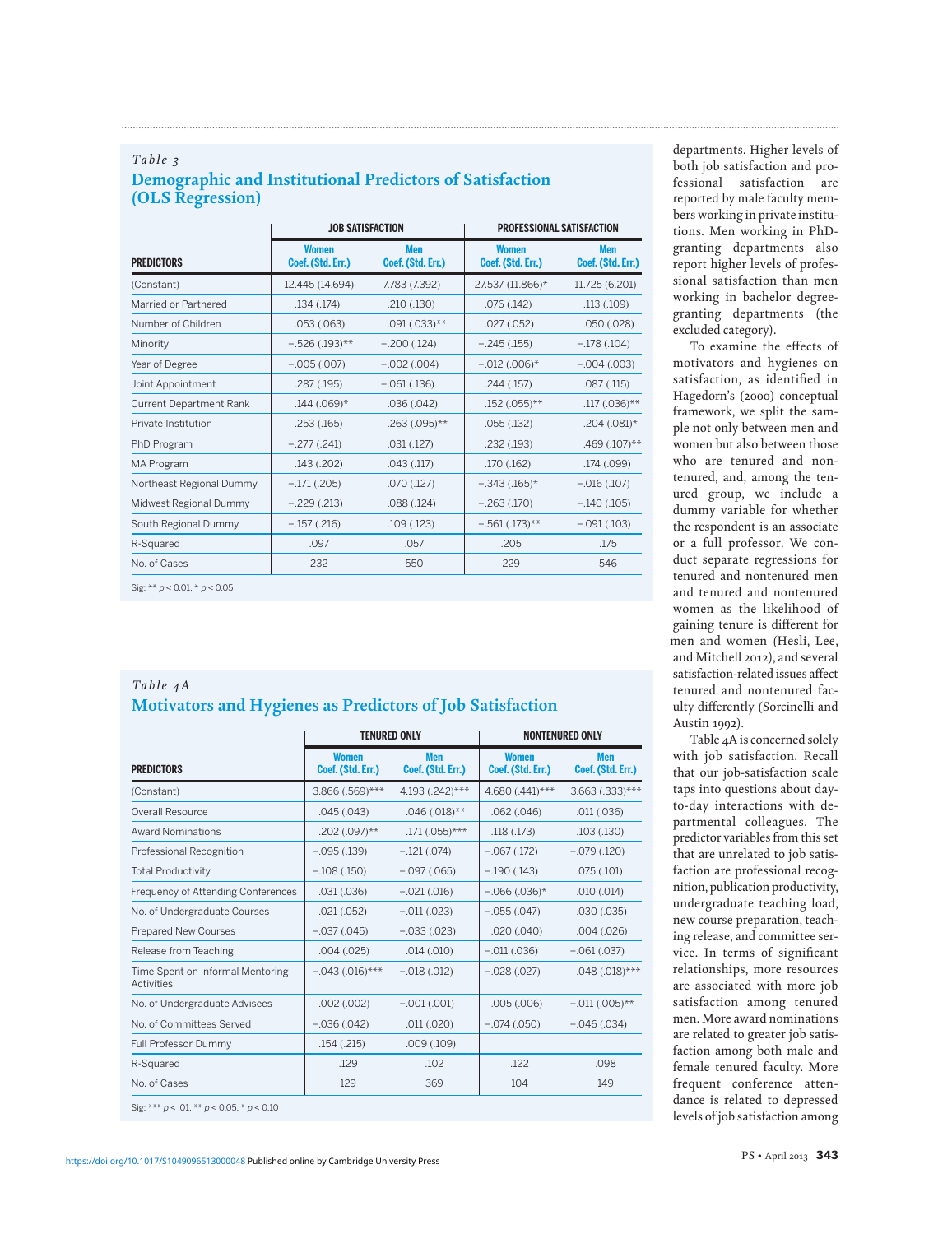### Table 3

## Demographic and Institutional Predictors of Satisfaction (OLS Regression)

| PREDICTORS | JOB SATISFACTION | | PROFESSIONAL SATISFACTION | |
|---|---|---|---|---|
| | Women Coef. (Std. Err.) | Men Coef. (Std. Err.) | Women Coef. (Std. Err.) | Men Coef. (Std. Err.) |
| (Constant) | 12.445 (14.694) | 7.783 (7.392) | 27.537 (11.866)* | 11.725 (6.201) |
| Married or Partnered | .134 (.174) | .210 (.130) | .076 (.142) | .113 (.109) |
| Number of Children | .053 (.063) | .091 (.033)** | .027 (.052) | .050 (.028) |
| Minority | −.526 (.193)** | −.200 (.124) | −.245 (.155) | −.178 (.104) |
| Year of Degree | −.005 (.007) | −.002 (.004) | −.012 (.006)* | −.004 (.003) |
| Joint Appointment | .287 (.195) | −.061 (.136) | .244 (.157) | .087 (.115) |
| Current Department Rank | .144 (.069)* | .036 (.042) | .152 (.055)** | .117 (.036)** |
| Private Institution | .253 (.165) | .263 (.095)** | .055 (.132) | .204 (.081)* |
| PhD Program | −.277 (.241) | .031 (.127) | .232 (.193) | .469 (.107)** |
| MA Program | .143 (.202) | .043 (.117) | .170 (.162) | .174 (.099) |
| Northeast Regional Dummy | −.171 (.205) | .070 (.127) | −.343 (.165)* | −.016 (.107) |
| Midwest Regional Dummy | −.229 (.213) | .088 (.124) | −.263 (.170) | −.140 (.105) |
| South Regional Dummy | −.157 (.216) | .109 (.123) | −.561 (.173)** | −.091 (.103) |
| R-Squared | .097 | .057 | .205 | .175 |
| No. of Cases | 232 | 550 | 229 | 546 |

Sig: ** $p < 0.01$, * $p < 0.05$

### Table 4A

## Motivators and Hygienes as Predictors of Job Satisfaction

| PREDICTORS | TENURED ONLY | | NONTENURED ONLY | |
|---|---|---|---|---|
| | Women Coef. (Std. Err.) | Men Coef. (Std. Err.) | Women Coef. (Std. Err.) | Men Coef. (Std. Err.) |
| (Constant) | 3.866 (.569)*** | 4.193 (.242)*** | 4.680 (.441)*** | 3.663 (.333)*** |
| Overall Resource | .045 (.043) | .046 (.018)** | .062 (.046) | .011 (.036) |
| Award Nominations | .202 (.097)** | .171 (.055)*** | .118 (.173) | .103 (.130) |
| Professional Recognition | −.095 (.139) | −.121 (.074) | −.067 (.172) | −.079 (.120) |
| Total Productivity | −.108 (.150) | −.097 (.065) | −.190 (.143) | .075 (.101) |
| Frequency of Attending Conferences | .031 (.036) | −.021 (.016) | −.066 (.036)* | .010 (.014) |
| No. of Undergraduate Courses | .021 (.052) | −.011 (.023) | −.055 (.047) | .030 (.035) |
| Prepared New Courses | −.037 (.045) | −.033 (.023) | .020 (.040) | .004 (.026) |
| Release from Teaching | .004 (.025) | .014 (.010) | −.011 (.036) | −.061 (.037) |
| Time Spent on Informal Mentoring Activities | −.043 (.016)*** | −.018 (.012) | −.028 (.027) | .048 (.018)*** |
| No. of Undergraduate Advisees | .002 (.002) | −.001 (.001) | .005 (.006) | −.011 (.005)** |
| No. of Committees Served | −.036 (.042) | .011 (.020) | −.074 (.050) | −.046 (.034) |
| Full Professor Dummy | .154 (.215) | .009 (.109) | | |
| R-Squared | .129 | .102 | .122 | .098 |
| No. of Cases | 129 | 369 | 104 | 149 |

Sig: *** $p < .01$, ** $p < 0.05$, * $p < 0.10$

departments. Higher levels of both job satisfaction and professional satisfaction are reported by male faculty members working in private institutions. Men working in PhD-granting departments also report higher levels of professional satisfaction than men working in bachelor degree-granting departments (the excluded category).

To examine the effects of motivators and hygienes on satisfaction, as identified in Hagedorn's (2000) conceptual framework, we split the sample not only between men and women but also between those who are tenured and nontenured, and, among the tenured group, we include a dummy variable for whether the respondent is an associate or a full professor. We conduct separate regressions for tenured and nontenured men and tenured and nontenured women as the likelihood of gaining tenure is different for men and women (Hesli, Lee, and Mitchell 2012), and several satisfaction-related issues affect tenured and nontenured faculty differently (Sorcinelli and Austin 1992).

Table 4A is concerned solely with job satisfaction. Recall that our job-satisfaction scale taps into questions about day-to-day interactions with departmental colleagues. The predictor variables from this set that are unrelated to job satisfaction are professional recognition, publication productivity, undergraduate teaching load, new course preparation, teaching release, and committee service. In terms of significant relationships, more resources are associated with more job satisfaction among tenured men. More award nominations are related to greater job satisfaction among both male and female tenured faculty. More frequent conference attendance is related to depressed levels of job satisfaction among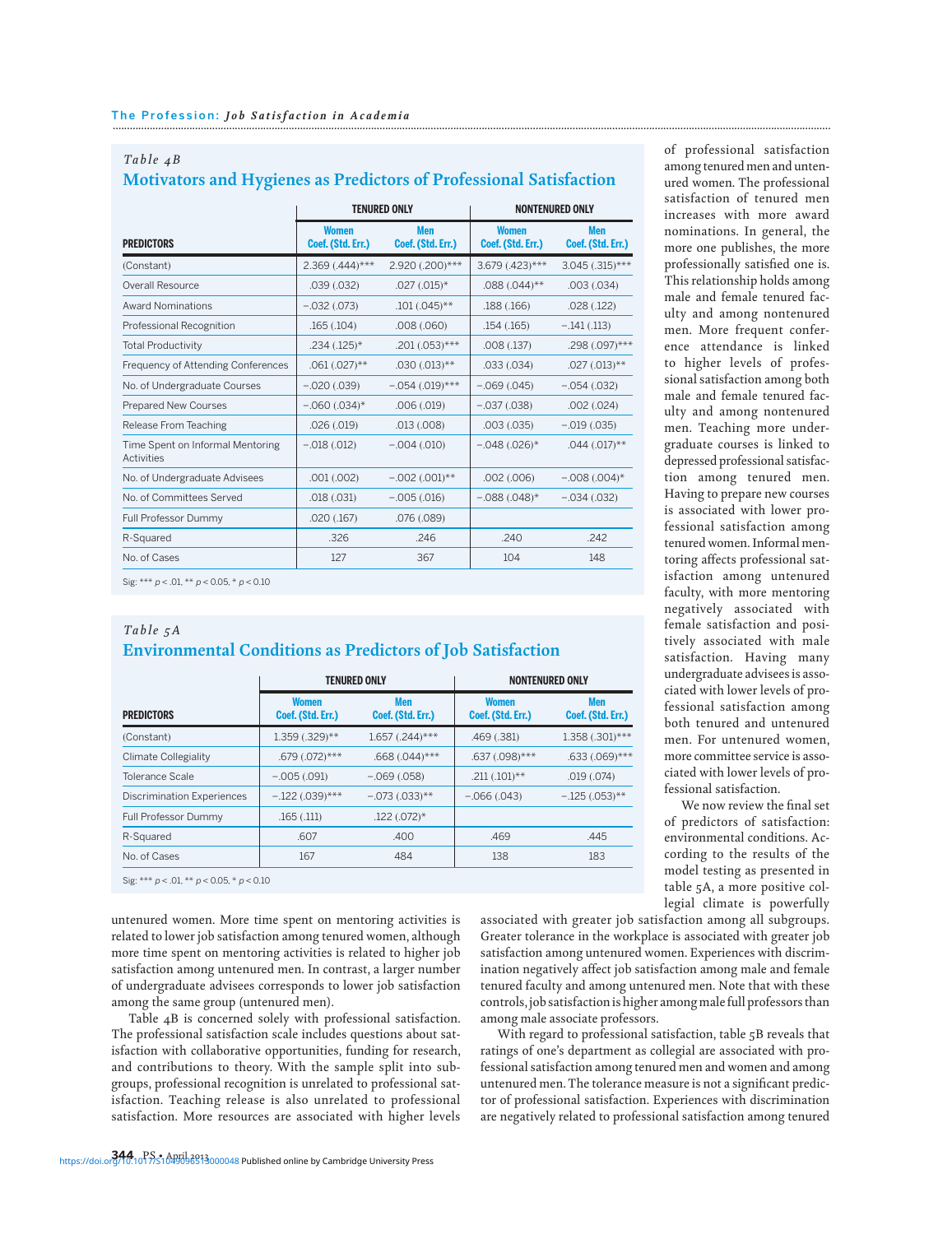*Table 4B*

## Motivators and Hygienes as Predictors of Professional Satisfaction

| | TENURED ONLY | | NONTENURED ONLY | |
|---|---|---|---|---|
| **PREDICTORS** | **Women Coef. (Std. Err.)** | **Men Coef. (Std. Err.)** | **Women Coef. (Std. Err.)** | **Men Coef. (Std. Err.)** |
| (Constant) | 2.369 (.444)*** | 2.920 (.200)*** | 3.679 (.423)*** | 3.045 (.315)*** |
| Overall Resource | .039 (.032) | .027 (.015)* | .088 (.044)** | .003 (.034) |
| Award Nominations | −.032 (.073) | .101 (.045)** | .188 (.166) | .028 (.122) |
| Professional Recognition | .165 (.104) | .008 (.060) | .154 (.165) | −.141 (.113) |
| Total Productivity | .234 (.125)* | .201 (.053)*** | .008 (.137) | .298 (.097)*** |
| Frequency of Attending Conferences | .061 (.027)** | .030 (.013)** | .033 (.034) | .027 (.013)** |
| No. of Undergraduate Courses | −.020 (.039) | −.054 (.019)*** | −.069 (.045) | −.054 (.032) |
| Prepared New Courses | −.060 (.034)* | .006 (.019) | −.037 (.038) | .002 (.024) |
| Release From Teaching | .026 (.019) | .013 (.008) | .003 (.035) | −.019 (.035) |
| Time Spent on Informal Mentoring Activities | −.018 (.012) | −.004 (.010) | −.048 (.026)* | .044 (.017)** |
| No. of Undergraduate Advisees | .001 (.002) | −.002 (.001)** | .002 (.006) | −.008 (.004)* |
| No. of Committees Served | .018 (.031) | −.005 (.016) | −.088 (.048)* | −.034 (.032) |
| Full Professor Dummy | .020 (.167) | .076 (.089) | | |
| R-Squared | .326 | .246 | .240 | .242 |
| No. of Cases | 127 | 367 | 104 | 148 |

Sig: *** $p < .01$, ** $p < 0.05$, * $p < 0.10$

*Table 5A*

## Environmental Conditions as Predictors of Job Satisfaction

| | TENURED ONLY | | NONTENURED ONLY | |
|---|---|---|---|---|
| **PREDICTORS** | **Women Coef. (Std. Err.)** | **Men Coef. (Std. Err.)** | **Women Coef. (Std. Err.)** | **Men Coef. (Std. Err.)** |
| (Constant) | 1.359 (.329)** | 1.657 (.244)*** | .469 (.381) | 1.358 (.301)*** |
| Climate Collegiality | .679 (.072)*** | .668 (.044)*** | .637 (.098)*** | .633 (.069)*** |
| Tolerance Scale | −.005 (.091) | −.069 (.058) | .211 (.101)** | .019 (.074) |
| Discrimination Experiences | −.122 (.039)*** | −.073 (.033)** | −.066 (.043) | −.125 (.053)** |
| Full Professor Dummy | .165 (.111) | .122 (.072)* | | |
| R-Squared | .607 | .400 | .469 | .445 |
| No. of Cases | 167 | 484 | 138 | 183 |

Sig: *** $p < .01$, ** $p < 0.05$, * $p < 0.10$

untenured women. More time spent on mentoring activities is related to lower job satisfaction among tenured women, although more time spent on mentoring activities is related to higher job satisfaction among untenured men. In contrast, a larger number of undergraduate advisees corresponds to lower job satisfaction among the same group (untenured men).

Table 4B is concerned solely with professional satisfaction. The professional satisfaction scale includes questions about satisfaction with collaborative opportunities, funding for research, and contributions to theory. With the sample split into subgroups, professional recognition is unrelated to professional satisfaction. Teaching release is also unrelated to professional satisfaction. More resources are associated with higher levels of professional satisfaction among tenured men and untenured women. The professional satisfaction of tenured men increases with more award nominations. In general, the more one publishes, the more professionally satisfied one is. This relationship holds among male and female tenured faculty and among nontenured men. More frequent conference attendance is linked to higher levels of professional satisfaction among both male and female tenured faculty and among nontenured men. Teaching more undergraduate courses is linked to depressed professional satisfaction among tenured men. Having to prepare new courses is associated with lower professional satisfaction among tenured women. Informal mentoring affects professional satisfaction among untenured faculty, with more mentoring negatively associated with female satisfaction and positively associated with male satisfaction. Having many undergraduate advisees is associated with lower levels of professional satisfaction among both tenured and untenured men. For untenured women, more committee service is associated with lower levels of professional satisfaction.

We now review the final set of predictors of satisfaction: environmental conditions. According to the results of the model testing as presented in table 5A, a more positive collegial climate is powerfully associated with greater job satisfaction among all subgroups. Greater tolerance in the workplace is associated with greater job satisfaction among untenured women. Experiences with discrimination negatively affect job satisfaction among male and female tenured faculty and among untenured men. Note that with these controls, job satisfaction is higher among male full professors than among male associate professors.

With regard to professional satisfaction, table 5B reveals that ratings of one's department as collegial are associated with professional satisfaction among tenured men and women and among untenured men. The tolerance measure is not a significant predictor of professional satisfaction. Experiences with discrimination are negatively related to professional satisfaction among tenured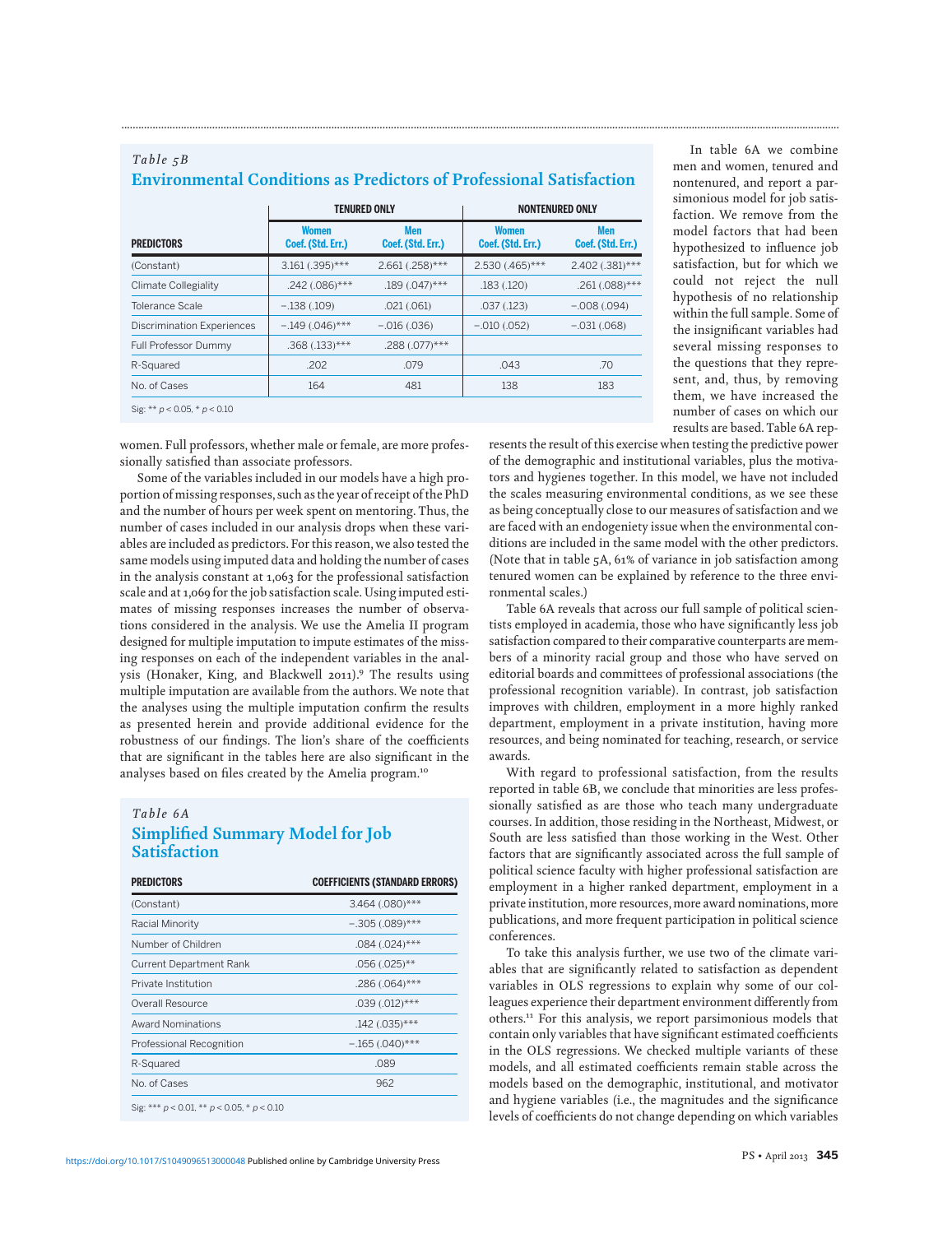*Table 5B*

## Environmental Conditions as Predictors of Professional Satisfaction

| | TENURED ONLY | | NONTENURED ONLY | |
|---|---|---|---|---|
| PREDICTORS | Women Coef. (Std. Err.) | Men Coef. (Std. Err.) | Women Coef. (Std. Err.) | Men Coef. (Std. Err.) |
| (Constant) | 3.161 (.395)*** | 2.661 (.258)*** | 2.530 (.465)*** | 2.402 (.381)*** |
| Climate Collegiality | .242 (.086)*** | .189 (.047)*** | .183 (.120) | .261 (.088)*** |
| Tolerance Scale | −.138 (.109) | .021 (.061) | .037 (.123) | −.008 (.094) |
| Discrimination Experiences | −.149 (.046)*** | −.016 (.036) | −.010 (.052) | −.031 (.068) |
| Full Professor Dummy | .368 (.133)*** | .288 (.077)*** | | |
| R-Squared | .202 | .079 | .043 | .70 |
| No. of Cases | 164 | 481 | 138 | 183 |

Sig: ** $p < 0.05$, * $p < 0.10$

women. Full professors, whether male or female, are more professionally satisfied than associate professors.

Some of the variables included in our models have a high proportion of missing responses, such as the year of receipt of the PhD and the number of hours per week spent on mentoring. Thus, the number of cases included in our analysis drops when these variables are included as predictors. For this reason, we also tested the same models using imputed data and holding the number of cases in the analysis constant at 1,063 for the professional satisfaction scale and at 1,069 for the job satisfaction scale. Using imputed estimates of missing responses increases the number of observations considered in the analysis. We use the Amelia II program designed for multiple imputation to impute estimates of the missing responses on each of the independent variables in the analysis (Honaker, King, and Blackwell 2011).[9] The results using multiple imputation are available from the authors. We note that the analyses using the multiple imputation confirm the results as presented herein and provide additional evidence for the robustness of our findings. The lion's share of the coefficients that are significant in the tables here are also significant in the analyses based on files created by the Amelia program.[10]

*Table 6A*

## Simplified Summary Model for Job Satisfaction

| PREDICTORS | COEFFICIENTS (STANDARD ERRORS) |
|---|---|
| (Constant) | 3.464 (.080)*** |
| Racial Minority | −.305 (.089)*** |
| Number of Children | .084 (.024)*** |
| Current Department Rank | .056 (.025)** |
| Private Institution | .286 (.064)*** |
| Overall Resource | .039 (.012)*** |
| Award Nominations | .142 (.035)*** |
| Professional Recognition | −.165 (.040)*** |
| R-Squared | .089 |
| No. of Cases | 962 |

Sig: *** $p < 0.01$, ** $p < 0.05$, * $p < 0.10$

In table 6A we combine men and women, tenured and nontenured, and report a parsimonious model for job satisfaction. We remove from the model factors that had been hypothesized to influence job satisfaction, but for which we could not reject the null hypothesis of no relationship within the full sample. Some of the insignificant variables had several missing responses to the questions that they represent, and, thus, by removing them, we have increased the number of cases on which our results are based. Table 6A represents the result of this exercise when testing the predictive power of the demographic and institutional variables, plus the motivators and hygienes together. In this model, we have not included the scales measuring environmental conditions, as we see these as being conceptually close to our measures of satisfaction and we are faced with an endogeniety issue when the environmental conditions are included in the same model with the other predictors. (Note that in table 5A, 61% of variance in job satisfaction among tenured women can be explained by reference to the three environmental scales.)

Table 6A reveals that across our full sample of political scientists employed in academia, those who have significantly less job satisfaction compared to their comparative counterparts are members of a minority racial group and those who have served on editorial boards and committees of professional associations (the professional recognition variable). In contrast, job satisfaction improves with children, employment in a more highly ranked department, employment in a private institution, having more resources, and being nominated for teaching, research, or service awards.

With regard to professional satisfaction, from the results reported in table 6B, we conclude that minorities are less professionally satisfied as are those who teach many undergraduate courses. In addition, those residing in the Northeast, Midwest, or South are less satisfied than those working in the West. Other factors that are significantly associated across the full sample of political science faculty with higher professional satisfaction are employment in a higher ranked department, employment in a private institution, more resources, more award nominations, more publications, and more frequent participation in political science conferences.

To take this analysis further, we use two of the climate variables that are significantly related to satisfaction as dependent variables in OLS regressions to explain why some of our colleagues experience their department environment differently from others.[11] For this analysis, we report parsimonious models that contain only variables that have significant estimated coefficients in the OLS regressions. We checked multiple variants of these models, and all estimated coefficients remain stable across the models based on the demographic, institutional, and motivator and hygiene variables (i.e., the magnitudes and the significance levels of coefficients do not change depending on which variables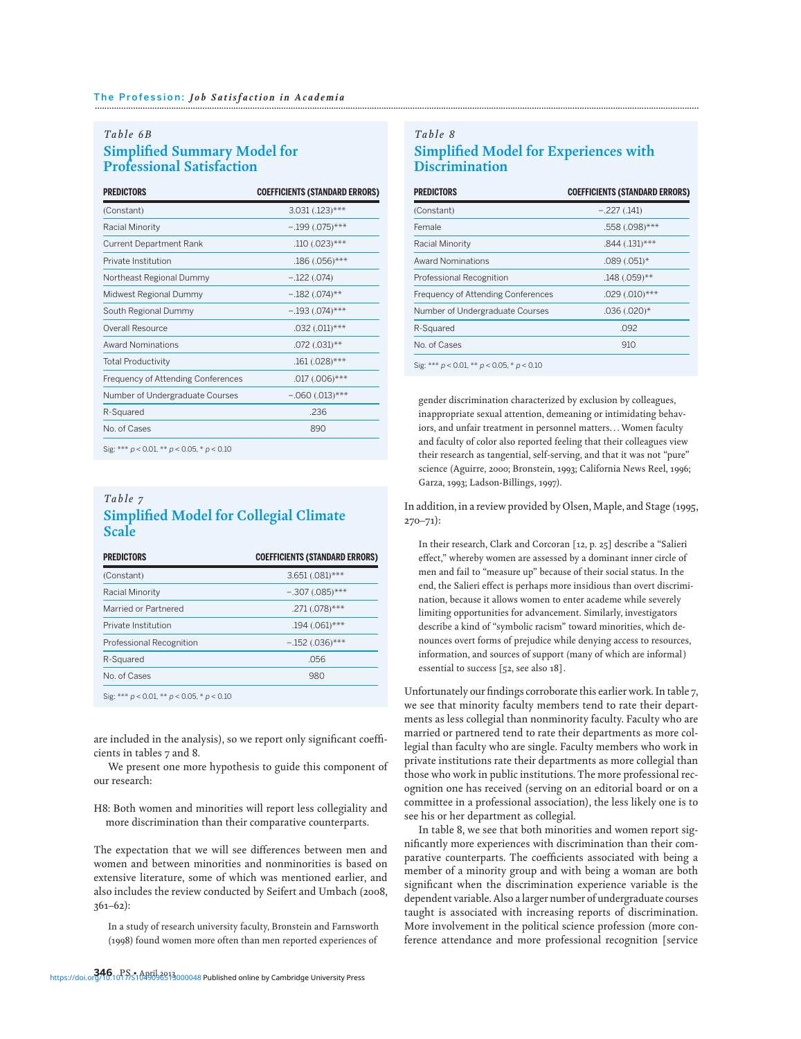*Table 6B*

### Simplified Summary Model for Professional Satisfaction

| PREDICTORS | COEFFICIENTS (STANDARD ERRORS) |
|---|---|
| (Constant) | 3.031 (.123)*** |
| Racial Minority | –.199 (.075)*** |
| Current Department Rank | .110 (.023)*** |
| Private Institution | .186 (.056)*** |
| Northeast Regional Dummy | –.122 (.074) |
| Midwest Regional Dummy | –.182 (.074)** |
| South Regional Dummy | –.193 (.074)*** |
| Overall Resource | .032 (.011)*** |
| Award Nominations | .072 (.031)** |
| Total Productivity | .161 (.028)*** |
| Frequency of Attending Conferences | .017 (.006)*** |
| Number of Undergraduate Courses | –.060 (.013)*** |
| R-Squared | .236 |
| No. of Cases | 890 |

Sig: *** $p < 0.01$, ** $p < 0.05$, * $p < 0.10$

*Table 7*

### Simplified Model for Collegial Climate Scale

| PREDICTORS | COEFFICIENTS (STANDARD ERRORS) |
|---|---|
| (Constant) | 3.651 (.081)*** |
| Racial Minority | –.307 (.085)*** |
| Married or Partnered | .271 (.078)*** |
| Private Institution | .194 (.061)*** |
| Professional Recognition | –.152 (.036)*** |
| R-Squared | .056 |
| No. of Cases | 980 |

Sig: *** $p < 0.01$, ** $p < 0.05$, * $p < 0.10$

are included in the analysis), so we report only significant coefficients in tables 7 and 8.

We present one more hypothesis to guide this component of our research:

H8: Both women and minorities will report less collegiality and more discrimination than their comparative counterparts.

The expectation that we will see differences between men and women and between minorities and nonminorities is based on extensive literature, some of which was mentioned earlier, and also includes the review conducted by Seifert and Umbach (2008, 361–62):

> In a study of research university faculty, Bronstein and Farnsworth (1998) found women more often than men reported experiences of gender discrimination characterized by exclusion by colleagues, inappropriate sexual attention, demeaning or intimidating behaviors, and unfair treatment in personnel matters… Women faculty and faculty of color also reported feeling that their colleagues view their research as tangential, self-serving, and that it was not "pure" science (Aguirre, 2000; Bronstein, 1993; California News Reel, 1996; Garza, 1993; Ladson-Billings, 1997).

*Table 8*

### Simplified Model for Experiences with Discrimination

| PREDICTORS | COEFFICIENTS (STANDARD ERRORS) |
|---|---|
| (Constant) | –.227 (.141) |
| Female | .558 (.098)*** |
| Racial Minority | .844 (.131)*** |
| Award Nominations | .089 (.051)* |
| Professional Recognition | .148 (.059)** |
| Frequency of Attending Conferences | .029 (.010)*** |
| Number of Undergraduate Courses | .036 (.020)* |
| R-Squared | .092 |
| No. of Cases | 910 |

Sig: *** $p < 0.01$, ** $p < 0.05$, * $p < 0.10$

In addition, in a review provided by Olsen, Maple, and Stage (1995, 270–71):

> In their research, Clark and Corcoran [12, p. 25] describe a "Salieri effect," whereby women are assessed by a dominant inner circle of men and fail to "measure up" because of their social status. In the end, the Salieri effect is perhaps more insidious than overt discrimination, because it allows women to enter academe while severely limiting opportunities for advancement. Similarly, investigators describe a kind of "symbolic racism" toward minorities, which denounces overt forms of prejudice while denying access to resources, information, and sources of support (many of which are informal) essential to success [52, see also 18].

Unfortunately our findings corroborate this earlier work. In table 7, we see that minority faculty members tend to rate their departments as less collegial than nonminority faculty. Faculty who are married or partnered tend to rate their departments as more collegial than faculty who are single. Faculty members who work in private institutions rate their departments as more collegial than those who work in public institutions. The more professional recognition one has received (serving on an editorial board or on a committee in a professional association), the less likely one is to see his or her department as collegial.

In table 8, we see that both minorities and women report significantly more experiences with discrimination than their comparative counterparts. The coefficients associated with being a member of a minority group and with being a woman are both significant when the discrimination experience variable is the dependent variable. Also a larger number of undergraduate courses taught is associated with increasing reports of discrimination. More involvement in the political science profession (more conference attendance and more professional recognition [service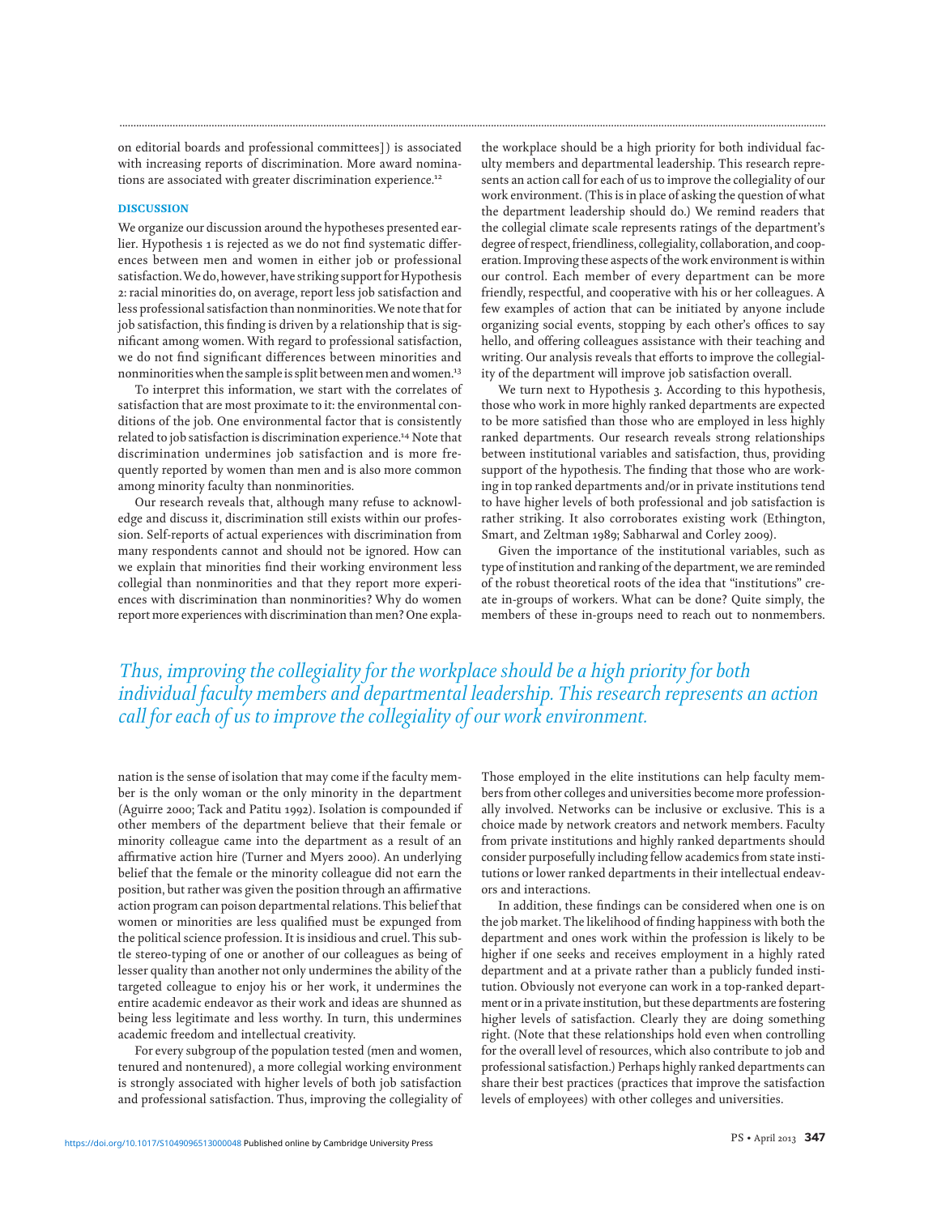on editorial boards and professional committees]) is associated with increasing reports of discrimination. More award nominations are associated with greater discrimination experience.[12]

## DISCUSSION

We organize our discussion around the hypotheses presented earlier. Hypothesis 1 is rejected as we do not find systematic differences between men and women in either job or professional satisfaction. We do, however, have striking support for Hypothesis 2: racial minorities do, on average, report less job satisfaction and less professional satisfaction than nonminorities. We note that for job satisfaction, this finding is driven by a relationship that is significant among women. With regard to professional satisfaction, we do not find significant differences between minorities and nonminorities when the sample is split between men and women.[13]

To interpret this information, we start with the correlates of satisfaction that are most proximate to it: the environmental conditions of the job. One environmental factor that is consistently related to job satisfaction is discrimination experience.[14] Note that discrimination undermines job satisfaction and is more frequently reported by women than men and is also more common among minority faculty than nonminorities.

Our research reveals that, although many refuse to acknowledge and discuss it, discrimination still exists within our profession. Self-reports of actual experiences with discrimination from many respondents cannot and should not be ignored. How can we explain that minorities find their working environment less collegial than nonminorities and that they report more experiences with discrimination than nonminorities? Why do women report more experiences with discrimination than men? One explanation is the sense of isolation that may come if the faculty member is the only woman or the only minority in the department (Aguirre 2000; Tack and Patitu 1992). Isolation is compounded if other members of the department believe that their female or minority colleague came into the department as a result of an affirmative action hire (Turner and Myers 2000). An underlying belief that the female or the minority colleague did not earn the position, but rather was given the position through an affirmative action program can poison departmental relations. This belief that women or minorities are less qualified must be expunged from the political science profession. It is insidious and cruel. This subtle stereo-typing of one or another of our colleagues as being of lesser quality than another not only undermines the ability of the targeted colleague to enjoy his or her work, it undermines the entire academic endeavor as their work and ideas are shunned as being less legitimate and less worthy. In turn, this undermines academic freedom and intellectual creativity.

For every subgroup of the population tested (men and women, tenured and nontenured), a more collegial working environment is strongly associated with higher levels of both job satisfaction and professional satisfaction. Thus, improving the collegiality of the workplace should be a high priority for both individual faculty members and departmental leadership. This research represents an action call for each of us to improve the collegiality of our work environment. (This is in place of asking the question of what the department leadership should do.) We remind readers that the collegial climate scale represents ratings of the department's degree of respect, friendliness, collegiality, collaboration, and cooperation. Improving these aspects of the work environment is within our control. Each member of every department can be more friendly, respectful, and cooperative with his or her colleagues. A few examples of action that can be initiated by anyone include organizing social events, stopping by each other's offices to say hello, and offering colleagues assistance with their teaching and writing. Our analysis reveals that efforts to improve the collegiality of the department will improve job satisfaction overall.

*Thus, improving the collegiality for the workplace should be a high priority for both individual faculty members and departmental leadership. This research represents an action call for each of us to improve the collegiality of our work environment.*

We turn next to Hypothesis 3. According to this hypothesis, those who work in more highly ranked departments are expected to be more satisfied than those who are employed in less highly ranked departments. Our research reveals strong relationships between institutional variables and satisfaction, thus, providing support of the hypothesis. The finding that those who are working in top ranked departments and/or in private institutions tend to have higher levels of both professional and job satisfaction is rather striking. It also corroborates existing work (Ethington, Smart, and Zeltman 1989; Sabharwal and Corley 2009).

Given the importance of the institutional variables, such as type of institution and ranking of the department, we are reminded of the robust theoretical roots of the idea that "institutions" create in-groups of workers. What can be done? Quite simply, the members of these in-groups need to reach out to nonmembers. Those employed in the elite institutions can help faculty members from other colleges and universities become more professionally involved. Networks can be inclusive or exclusive. This is a choice made by network creators and network members. Faculty from private institutions and highly ranked departments should consider purposefully including fellow academics from state institutions or lower ranked departments in their intellectual endeavors and interactions.

In addition, these findings can be considered when one is on the job market. The likelihood of finding happiness with both the department and ones work within the profession is likely to be higher if one seeks and receives employment in a highly rated department and at a private rather than a publicly funded institution. Obviously not everyone can work in a top-ranked department or in a private institution, but these departments are fostering higher levels of satisfaction. Clearly they are doing something right. (Note that these relationships hold even when controlling for the overall level of resources, which also contribute to job and professional satisfaction.) Perhaps highly ranked departments can share their best practices (practices that improve the satisfaction levels of employees) with other colleges and universities.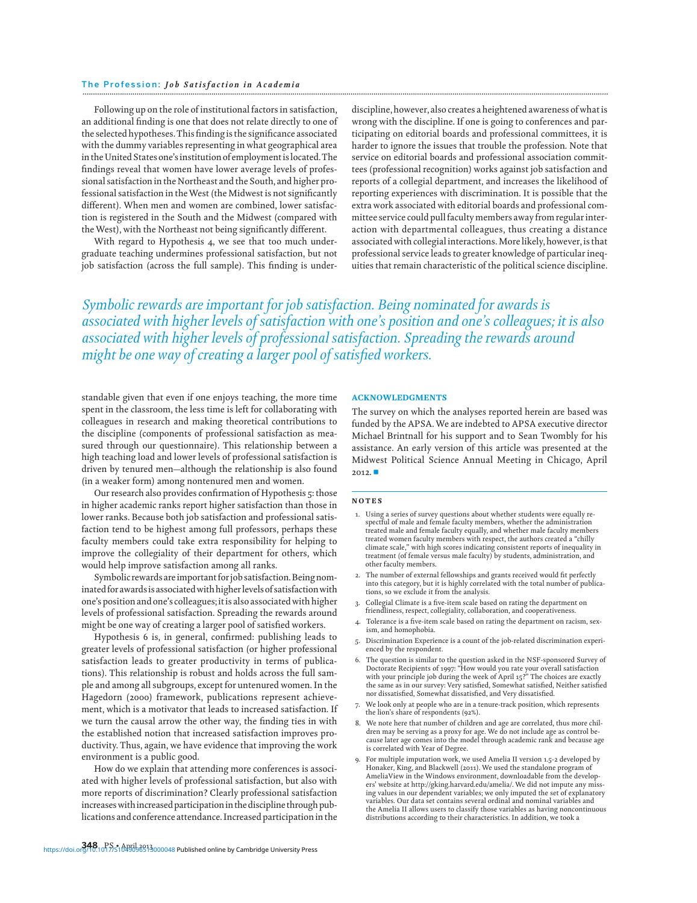Following up on the role of institutional factors in satisfaction, an additional finding is one that does not relate directly to one of the selected hypotheses. This finding is the significance associated with the dummy variables representing in what geographical area in the United States one's institution of employment is located. The findings reveal that women have lower average levels of professional satisfaction in the Northeast and the South, and higher professional satisfaction in the West (the Midwest is not significantly different). When men and women are combined, lower satisfaction is registered in the South and the Midwest (compared with the West), with the Northeast not being significantly different.

With regard to Hypothesis 4, we see that too much undergraduate teaching undermines professional satisfaction, but not job satisfaction (across the full sample). This finding is understandable given that even if one enjoys teaching, the more time spent in the classroom, the less time is left for collaborating with colleagues in research and making theoretical contributions to the discipline (components of professional satisfaction as measured through our questionnaire). This relationship between a high teaching load and lower levels of professional satisfaction is driven by tenured men—although the relationship is also found (in a weaker form) among nontenured men and women.

Our research also provides confirmation of Hypothesis 5: those in higher academic ranks report higher satisfaction than those in lower ranks. Because both job satisfaction and professional satisfaction tend to be highest among full professors, perhaps these faculty members could take extra responsibility for helping to improve the collegiality of their department for others, which would help improve satisfaction among all ranks.

Symbolic rewards are important for job satisfaction. Being nominated for awards is associated with higher levels of satisfaction with one's position and one's colleagues; it is also associated with higher levels of professional satisfaction. Spreading the rewards around might be one way of creating a larger pool of satisfied workers.

Hypothesis 6 is, in general, confirmed: publishing leads to greater levels of professional satisfaction (or higher professional satisfaction leads to greater productivity in terms of publications). This relationship is robust and holds across the full sample and among all subgroups, except for untenured women. In the Hagedorn (2000) framework, publications represent achievement, which is a motivator that leads to increased satisfaction. If we turn the causal arrow the other way, the finding ties in with the established notion that increased satisfaction improves productivity. Thus, again, we have evidence that improving the work environment is a public good.

How do we explain that attending more conferences is associated with higher levels of professional satisfaction, but also with more reports of discrimination? Clearly professional satisfaction increases with increased participation in the discipline through publications and conference attendance. Increased participation in the discipline, however, also creates a heightened awareness of what is wrong with the discipline. If one is going to conferences and participating on editorial boards and professional committees, it is harder to ignore the issues that trouble the profession. Note that service on editorial boards and professional association committees (professional recognition) works against job satisfaction and reports of a collegial department, and increases the likelihood of reporting experiences with discrimination. It is possible that the extra work associated with editorial boards and professional committee service could pull faculty members away from regular interaction with departmental colleagues, thus creating a distance associated with collegial interactions. More likely, however, is that professional service leads to greater knowledge of particular inequities that remain characteristic of the political science discipline.

*Symbolic rewards are important for job satisfaction. Being nominated for awards is associated with higher levels of satisfaction with one's position and one's colleagues; it is also associated with higher levels of professional satisfaction. Spreading the rewards around might be one way of creating a larger pool of satisfied workers.*

## ACKNOWLEDGMENTS

The survey on which the analyses reported herein are based was funded by the APSA. We are indebted to APSA executive director Michael Brintnall for his support and to Sean Twombly for his assistance. An early version of this article was presented at the Midwest Political Science Annual Meeting in Chicago, April 2012. ■

## NOTES

1. Using a series of survey questions about whether students were equally respectful of male and female faculty members, whether the administration treated male and female faculty equally, and whether male faculty members treated women faculty members with respect, the authors created a "chilly climate scale," with high scores indicating consistent reports of inequality in treatment (of female versus male faculty) by students, administration, and other faculty members.
2. The number of external fellowships and grants received would fit perfectly into this category, but it is highly correlated with the total number of publications, so we exclude it from the analysis.
3. Collegial Climate is a five-item scale based on rating the department on friendliness, respect, collegiality, collaboration, and cooperativeness.
4. Tolerance is a five-item scale based on rating the department on racism, sexism, and homophobia.
5. Discrimination Experience is a count of the job-related discrimination experienced by the respondent.
6. The question is similar to the question asked in the NSF-sponsored Survey of Doctorate Recipients of 1997: "How would you rate your overall satisfaction with your principle job during the week of April 15?" The choices are exactly the same as in our survey: Very satisfied, Somewhat satisfied, Neither satisfied nor dissatisfied, Somewhat dissatisfied, and Very dissatisfied.
7. We look only at people who are in a tenure-track position, which represents the lion's share of respondents (92%).
8. We note here that number of children and age are correlated, thus more children may be serving as a proxy for age. We do not include age as control because later age comes into the model through academic rank and because age is correlated with Year of Degree.
9. For multiple imputation work, we used Amelia II version 1.5-2 developed by Honaker, King, and Blackwell (2011). We used the standalone program of AmeliaView in the Windows environment, downloadable from the developers' website at http://gking.harvard.edu/amelia/. We did not impute any missing values in our dependent variables; we only imputed the set of explanatory variables. Our data set contains several ordinal and nominal variables and the Amelia II allows users to classify those variables as having noncontinuous distributions according to their characteristics. In addition, we took a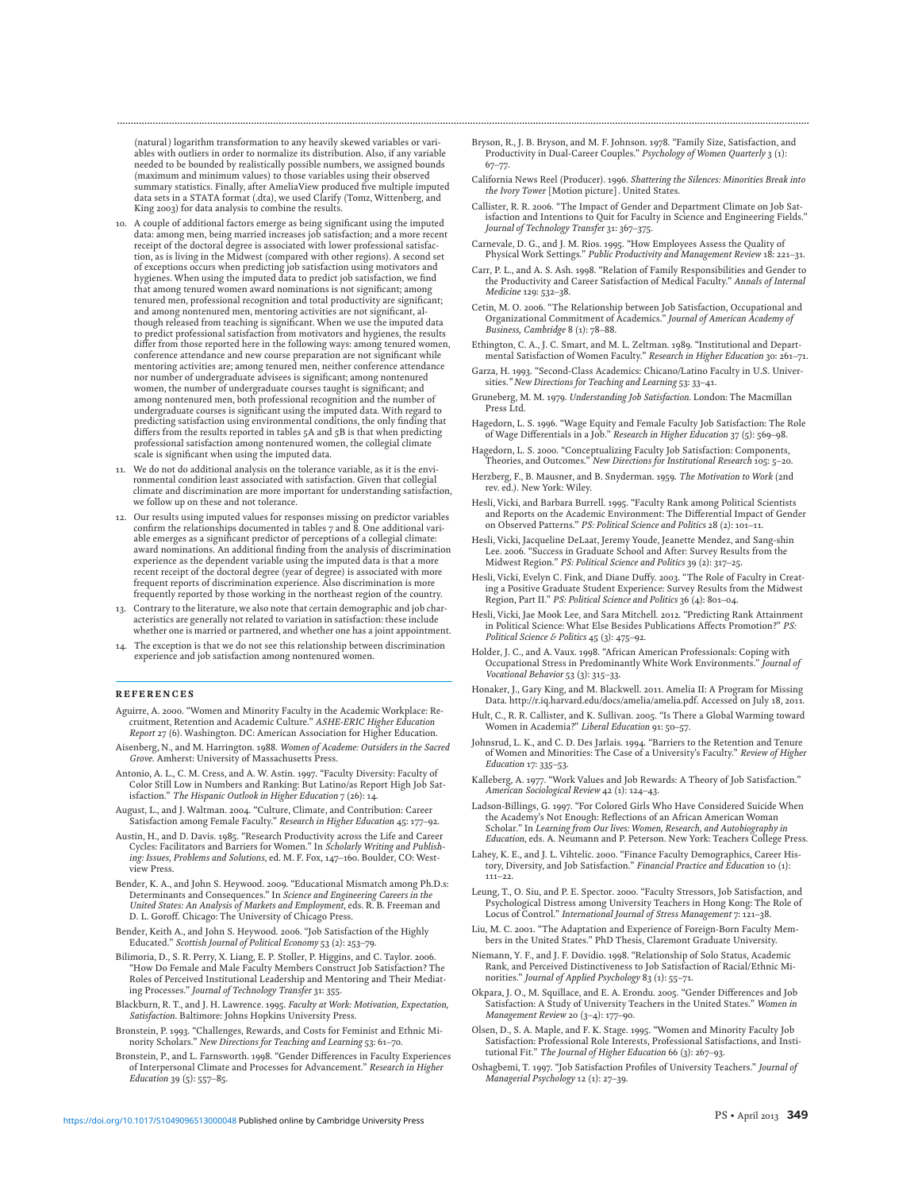(natural) logarithm transformation to any heavily skewed variables or variables with outliers in order to normalize its distribution. Also, if any variable needed to be bounded by realistically possible numbers, we assigned bounds (maximum and minimum values) to those variables using their observed summary statistics. Finally, after AmeliaView produced five multiple imputed data sets in a STATA format (.dta), we used Clarify (Tomz, Wittenberg, and King 2003) for data analysis to combine the results.

10. A couple of additional factors emerge as being significant using the imputed data: among men, being married increases job satisfaction; and a more recent receipt of the doctoral degree is associated with lower professional satisfaction, as is living in the Midwest (compared with other regions). A second set of exceptions occurs when predicting job satisfaction using motivators and hygienes. When using the imputed data to predict job satisfaction, we find that among tenured women award nominations is not significant; among tenured men, professional recognition and total productivity are significant; and among nontenured men, mentoring activities are not significant, although released from teaching is significant. When we use the imputed data to predict professional satisfaction from motivators and hygienes, the results differ from those reported here in the following ways: among tenured women, conference attendance and new course preparation are not significant while mentoring activities are; among tenured men, neither conference attendance nor number of undergraduate advisees is significant; among nontenured women, the number of undergraduate courses taught is significant; and among nontenured men, both professional recognition and the number of undergraduate courses is significant using the imputed data. With regard to predicting satisfaction using environmental conditions, the only finding that differs from the results reported in tables 5A and 5B is that when predicting professional satisfaction among nontenured women, the collegial climate scale is significant when using the imputed data.
11. We do not do additional analysis on the tolerance variable, as it is the environmental condition least associated with satisfaction. Given that collegial climate and discrimination are more important for understanding satisfaction, we follow up on these and not tolerance.
12. Our results using imputed values for responses missing on predictor variables confirm the relationships documented in tables 7 and 8. One additional variable emerges as a significant predictor of perceptions of a collegial climate: award nominations. An additional finding from the analysis of discrimination experience as the dependent variable using the imputed data is that a more recent receipt of the doctoral degree (year of degree) is associated with more frequent reports of discrimination experience. Also discrimination is more frequently reported by those working in the northeast region of the country.
13. Contrary to the literature, we also note that certain demographic and job characteristics are generally not related to variation in satisfaction: these include whether one is married or partnered, and whether one has a joint appointment.
14. The exception is that we do not see this relationship between discrimination experience and job satisfaction among nontenured women.

## REFERENCES

Aguirre, A. 2000. "Women and Minority Faculty in the Academic Workplace: Recruitment, Retention and Academic Culture." *ASHE-ERIC Higher Education Report* 27 (6). Washington. DC: American Association for Higher Education.

Aisenberg, N., and M. Harrington. 1988. *Women of Academe: Outsiders in the Sacred Grove*. Amherst: University of Massachusetts Press.

Antonio, A. L., C. M. Cress, and A. W. Astin. 1997. "Faculty Diversity: Faculty of Color Still Low in Numbers and Ranking: But Latino/as Report High Job Satisfaction." *The Hispanic Outlook in Higher Education* 7 (26): 14.

August, L., and J. Waltman. 2004. "Culture, Climate, and Contribution: Career Satisfaction among Female Faculty." *Research in Higher Education* 45: 177–92.

Austin, H., and D. Davis. 1985. "Research Productivity across the Life and Career Cycles: Facilitators and Barriers for Women." In *Scholarly Writing and Publishing: Issues, Problems and Solutions*, ed. M. F. Fox, 147–160. Boulder, CO: Westview Press.

Bender, K. A., and John S. Heywood. 2009. "Educational Mismatch among Ph.D.s: Determinants and Consequences." In *Science and Engineering Careers in the United States: An Analysis of Markets and Employment*, eds. R. B. Freeman and D. L. Goroff. Chicago: The University of Chicago Press.

Bender, Keith A., and John S. Heywood. 2006. "Job Satisfaction of the Highly Educated." *Scottish Journal of Political Economy* 53 (2): 253–79.

Bilimoria, D., S. R. Perry, X. Liang, E. P. Stoller, P. Higgins, and C. Taylor. 2006. "How Do Female and Male Faculty Members Construct Job Satisfaction? The Roles of Perceived Institutional Leadership and Mentoring and Their Mediating Processes." *Journal of Technology Transfer* 31: 355.

Blackburn, R. T., and J. H. Lawrence. 1995. *Faculty at Work: Motivation, Expectation, Satisfaction*. Baltimore: Johns Hopkins University Press.

Bronstein, P. 1993. "Challenges, Rewards, and Costs for Feminist and Ethnic Minority Scholars." *New Directions for Teaching and Learning* 53: 61–70.

Bronstein, P., and L. Farnsworth. 1998. "Gender Differences in Faculty Experiences of Interpersonal Climate and Processes for Advancement." *Research in Higher Education* 39 (5): 557–85.

Bryson, R., J. B. Bryson, and M. F. Johnson. 1978. "Family Size, Satisfaction, and Productivity in Dual-Career Couples." *Psychology of Women Quarterly* 3 (1): 67–77.

California News Reel (Producer). 1996. *Shattering the Silences: Minorities Break into the Ivory Tower* [Motion picture]. United States.

Callister, R. R. 2006. "The Impact of Gender and Department Climate on Job Satisfaction and Intentions to Quit for Faculty in Science and Engineering Fields." *Journal of Technology Transfer* 31: 367–375.

Carnevale, D. G., and J. M. Rios. 1995. "How Employees Assess the Quality of Physical Work Settings." *Public Productivity and Management Review* 18: 221–31.

Carr, P. L., and A. S. Ash. 1998. "Relation of Family Responsibilities and Gender to the Productivity and Career Satisfaction of Medical Faculty." *Annals of Internal Medicine* 129: 532–38.

Cetin, M. O. 2006. "The Relationship between Job Satisfaction, Occupational and Organizational Commitment of Academics." *Journal of American Academy of Business, Cambridge* 8 (1): 78–88.

Ethington, C. A., J. C. Smart, and M. L. Zeltman. 1989. "Institutional and Departmental Satisfaction of Women Faculty." *Research in Higher Education* 30: 261–71.

Garza, H. 1993. "Second-Class Academics: Chicano/Latino Faculty in U.S. Universities." *New Directions for Teaching and Learning* 53: 33–41.

Gruneberg, M. M. 1979. *Understanding Job Satisfaction*. London: The Macmillan Press Ltd.

Hagedorn, L. S. 1996. "Wage Equity and Female Faculty Job Satisfaction: The Role of Wage Differentials in a Job." *Research in Higher Education* 37 (5): 569–98.

Hagedorn, L. S. 2000. "Conceptualizing Faculty Job Satisfaction: Components, Theories, and Outcomes." *New Directions for Institutional Research* 105: 5–20.

Herzberg, F., B. Mausner, and B. Snyderman. 1959. *The Motivation to Work* (2nd rev. ed.). New York: Wiley.

Hesli, Vicki, and Barbara Burrell. 1995. "Faculty Rank among Political Scientists and Reports on the Academic Environment: The Differential Impact of Gender on Observed Patterns." *PS: Political Science and Politics* 28 (2): 101–11.

Hesli, Vicki, Jacqueline DeLaat, Jeremy Youde, Jeanette Mendez, and Sang-shin Lee. 2006. "Success in Graduate School and After: Survey Results from the Midwest Region." *PS: Political Science and Politics* 39 (2): 317–25.

Hesli, Vicki, Evelyn C. Fink, and Diane Duffy. 2003. "The Role of Faculty in Creating a Positive Graduate Student Experience: Survey Results from the Midwest Region, Part II." *PS: Political Science and Politics* 36 (4): 801–04.

Hesli, Vicki, Jae Mook Lee, and Sara Mitchell. 2012. "Predicting Rank Attainment in Political Science: What Else Besides Publications Affects Promotion?" *PS: Political Science & Politics* 45 (3): 475–92.

Holder, J. C., and A. Vaux. 1998. "African American Professionals: Coping with Occupational Stress in Predominantly White Work Environments." *Journal of Vocational Behavior* 53 (3): 315–33.

Honaker, J., Gary King, and M. Blackwell. 2011. Amelia II: A Program for Missing Data. http://r.iq.harvard.edu/docs/amelia/amelia.pdf. Accessed on July 18, 2011.

Hult, C., R. R. Callister, and K. Sullivan. 2005. "Is There a Global Warming toward Women in Academia?" *Liberal Education* 91: 50–57.

Johnsrud, L. K., and C. D. Des Jarlais. 1994. "Barriers to the Retention and Tenure of Women and Minorities: The Case of a University's Faculty." *Review of Higher Education* 17: 335–53.

Kalleberg, A. 1977. "Work Values and Job Rewards: A Theory of Job Satisfaction." *American Sociological Review* 42 (1): 124–43.

Ladson-Billings, G. 1997. "For Colored Girls Who Have Considered Suicide When the Academy's Not Enough: Reflections of an African American Woman Scholar." In *Learning from Our lives: Women, Research, and Autobiography in Education*, eds. A. Neumann and P. Peterson. New York: Teachers College Press.

Lahey, K. E., and J. L. Vihtelic. 2000. "Finance Faculty Demographics, Career History, Diversity, and Job Satisfaction." *Financial Practice and Education* 10 (1): 111–22.

Leung, T., O. Siu, and P. E. Spector. 2000. "Faculty Stressors, Job Satisfaction, and Psychological Distress among University Teachers in Hong Kong: The Role of Locus of Control." *International Journal of Stress Management* 7: 121–38.

Liu, M. C. 2001. "The Adaptation and Experience of Foreign-Born Faculty Members in the United States." PhD Thesis, Claremont Graduate University.

Niemann, Y. F., and J. F. Dovidio. 1998. "Relationship of Solo Status, Academic Rank, and Perceived Distinctiveness to Job Satisfaction of Racial/Ethnic Minorities." *Journal of Applied Psychology* 83 (1): 55–71.

Okpara, J. O., M. Squillace, and E. A. Erondu. 2005. "Gender Differences and Job Satisfaction: A Study of University Teachers in the United States." *Women in Management Review* 20 (3–4): 177–90.

Olsen, D., S. A. Maple, and F. K. Stage. 1995. "Women and Minority Faculty Job Satisfaction: Professional Role Interests, Professional Satisfactions, and Institutional Fit." *The Journal of Higher Education* 66 (3): 267–93.

Oshagbemi, T. 1997. "Job Satisfaction Profiles of University Teachers." *Journal of Managerial Psychology* 12 (1): 27–39.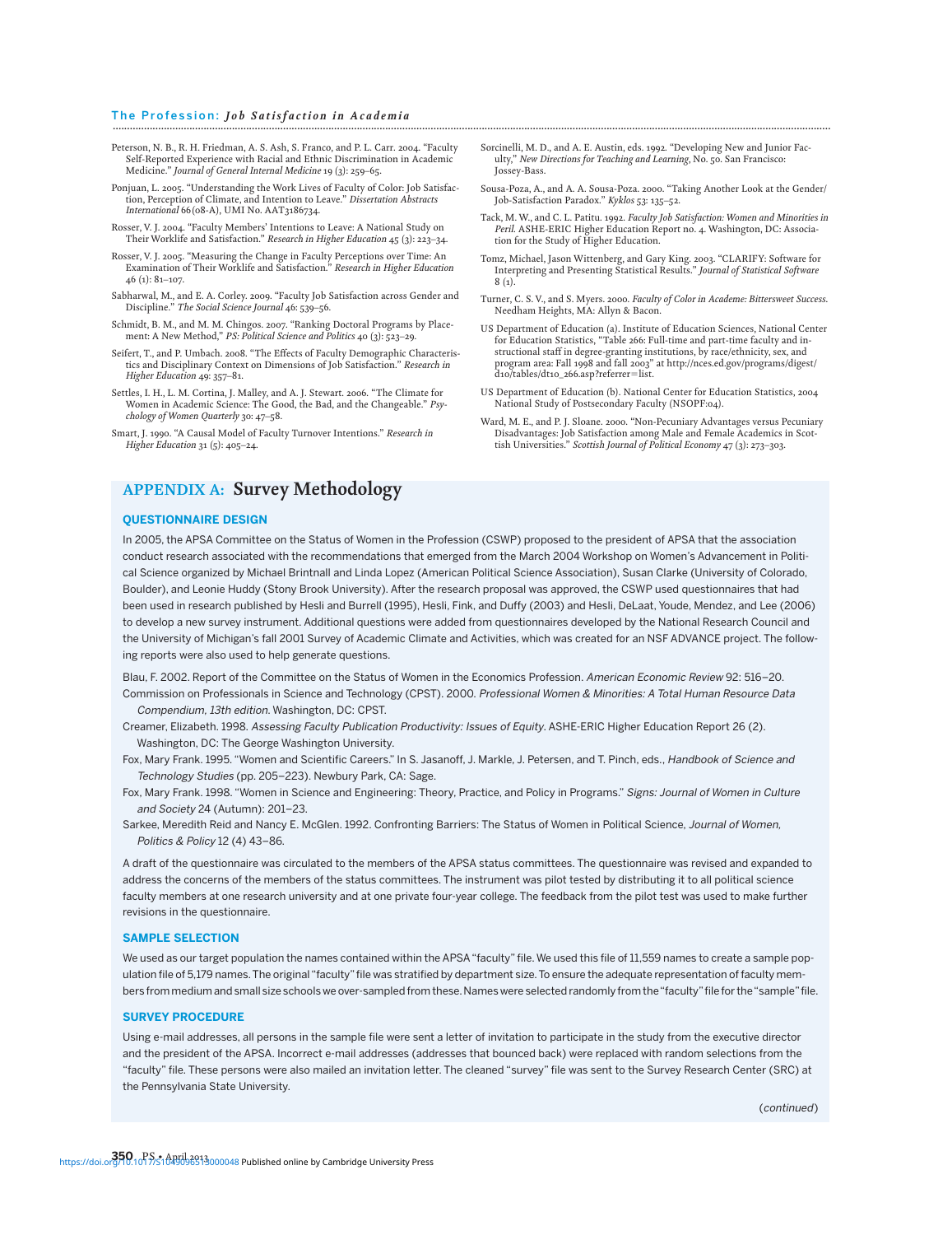Peterson, N. B., R. H. Friedman, A. S. Ash, S. Franco, and P. L. Carr. 2004. "Faculty Self-Reported Experience with Racial and Ethnic Discrimination in Academic Medicine." *Journal of General Internal Medicine* 19 (3): 259–65.

Ponjuan, L. 2005. "Understanding the Work Lives of Faculty of Color: Job Satisfaction, Perception of Climate, and Intention to Leave." *Dissertation Abstracts International* 66 (08-A), UMI No. AAT3186734.

Rosser, V. J. 2004. "Faculty Members' Intentions to Leave: A National Study on Their Worklife and Satisfaction." *Research in Higher Education* 45 (3): 223–34.

Rosser, V. J. 2005. "Measuring the Change in Faculty Perceptions over Time: An Examination of Their Worklife and Satisfaction." *Research in Higher Education* 46 (1): 81–107.

Sabharwal, M., and E. A. Corley. 2009. "Faculty Job Satisfaction across Gender and Discipline." *The Social Science Journal* 46: 539–56.

Schmidt, B. M., and M. M. Chingos. 2007. "Ranking Doctoral Programs by Placement: A New Method," *PS: Political Science and Politics* 40 (3): 523–29.

Seifert, T., and P. Umbach. 2008. "The Effects of Faculty Demographic Characteristics and Disciplinary Context on Dimensions of Job Satisfaction." *Research in Higher Education* 49: 357–81.

Settles, I. H., L. M. Cortina, J. Malley, and A. J. Stewart. 2006. "The Climate for Women in Academic Science: The Good, the Bad, and the Changeable." *Psychology of Women Quarterly* 30: 47–58.

Smart, J. 1990. "A Causal Model of Faculty Turnover Intentions." *Research in Higher Education* 31 (5): 405–24.

Sorcinelli, M. D., and A. E. Austin, eds. 1992. "Developing New and Junior Faculty," *New Directions for Teaching and Learning*, No. 50. San Francisco: Jossey-Bass.

Sousa-Poza, A., and A. A. Sousa-Poza. 2000. "Taking Another Look at the Gender/Job-Satisfaction Paradox." *Kyklos* 53: 135–52.

Tack, M. W., and C. L. Patitu. 1992. *Faculty Job Satisfaction: Women and Minorities in Peril.* ASHE-ERIC Higher Education Report no. 4. Washington, DC: Association for the Study of Higher Education.

Tomz, Michael, Jason Wittenberg, and Gary King. 2003. "CLARIFY: Software for Interpreting and Presenting Statistical Results." *Journal of Statistical Software* 8 (1).

Turner, C. S. V., and S. Myers. 2000. *Faculty of Color in Academe: Bittersweet Success.* Needham Heights, MA: Allyn & Bacon.

US Department of Education (a). Institute of Education Sciences, National Center for Education Statistics, "Table 266: Full-time and part-time faculty and instructional staff in degree-granting institutions, by race/ethnicity, sex, and program area: Fall 1998 and fall 2003" at http://nces.ed.gov/programs/digest/d10/tables/dt10_266.asp?referrer=list.

US Department of Education (b). National Center for Education Statistics, 2004 National Study of Postsecondary Faculty (NSOPF:04).

Ward, M. E., and P. J. Sloane. 2000. "Non-Pecuniary Advantages versus Pecuniary Disadvantages: Job Satisfaction among Male and Female Academics in Scottish Universities." *Scottish Journal of Political Economy* 47 (3): 273–303.

## APPENDIX A: Survey Methodology

### QUESTIONNAIRE DESIGN

In 2005, the APSA Committee on the Status of Women in the Profession (CSWP) proposed to the president of APSA that the association conduct research associated with the recommendations that emerged from the March 2004 Workshop on Women's Advancement in Political Science organized by Michael Brintnall and Linda Lopez (American Political Science Association), Susan Clarke (University of Colorado, Boulder), and Leonie Huddy (Stony Brook University). After the research proposal was approved, the CSWP used questionnaires that had been used in research published by Hesli and Burrell (1995), Hesli, Fink, and Duffy (2003) and Hesli, DeLaat, Youde, Mendez, and Lee (2006) to develop a new survey instrument. Additional questions were added from questionnaires developed by the National Research Council and the University of Michigan's fall 2001 Survey of Academic Climate and Activities, which was created for an NSF ADVANCE project. The following reports were also used to help generate questions.

Blau, F. 2002. Report of the Committee on the Status of Women in the Economics Profession. *American Economic Review* 92: 516–20.

Commission on Professionals in Science and Technology (CPST). 2000. *Professional Women & Minorities: A Total Human Resource Data Compendium, 13th edition.* Washington, DC: CPST.

Creamer, Elizabeth. 1998. *Assessing Faculty Publication Productivity: Issues of Equity*. ASHE-ERIC Higher Education Report 26 (2). Washington, DC: The George Washington University.

Fox, Mary Frank. 1995. "Women and Scientific Careers." In S. Jasanoff, J. Markle, J. Petersen, and T. Pinch, eds., *Handbook of Science and Technology Studies* (pp. 205–223). Newbury Park, CA: Sage.

Fox, Mary Frank. 1998. "Women in Science and Engineering: Theory, Practice, and Policy in Programs." *Signs: Journal of Women in Culture and Society* 24 (Autumn): 201–23.

Sarkee, Meredith Reid and Nancy E. McGlen. 1992. Confronting Barriers: The Status of Women in Political Science, *Journal of Women, Politics & Policy* 12 (4) 43–86.

A draft of the questionnaire was circulated to the members of the APSA status committees. The questionnaire was revised and expanded to address the concerns of the members of the status committees. The instrument was pilot tested by distributing it to all political science faculty members at one research university and at one private four-year college. The feedback from the pilot test was used to make further revisions in the questionnaire.

### SAMPLE SELECTION

We used as our target population the names contained within the APSA "faculty" file. We used this file of 11,559 names to create a sample population file of 5,179 names. The original "faculty" file was stratified by department size. To ensure the adequate representation of faculty members from medium and small size schools we over-sampled from these. Names were selected randomly from the "faculty" file for the "sample" file.

### SURVEY PROCEDURE

Using e-mail addresses, all persons in the sample file were sent a letter of invitation to participate in the study from the executive director and the president of the APSA. Incorrect e-mail addresses (addresses that bounced back) were replaced with random selections from the "faculty" file. These persons were also mailed an invitation letter. The cleaned "survey" file was sent to the Survey Research Center (SRC) at the Pennsylvania State University.

(*continued*)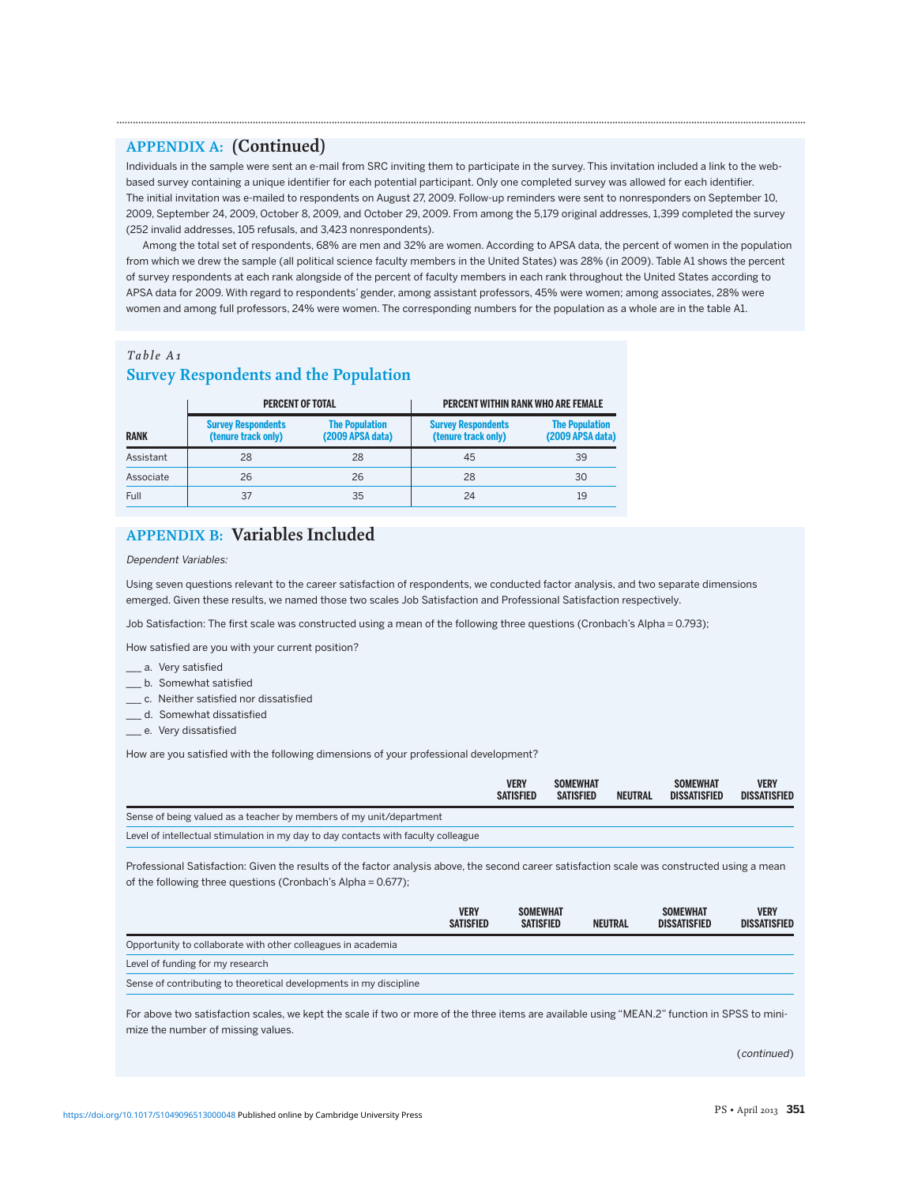## APPENDIX A: (Continued)

Individuals in the sample were sent an e-mail from SRC inviting them to participate in the survey. This invitation included a link to the web-based survey containing a unique identifier for each potential participant. Only one completed survey was allowed for each identifier. The initial invitation was e-mailed to respondents on August 27, 2009. Follow-up reminders were sent to nonresponders on September 10, 2009, September 24, 2009, October 8, 2009, and October 29, 2009. From among the 5,179 original addresses, 1,399 completed the survey (252 invalid addresses, 105 refusals, and 3,423 nonrespondents).

Among the total set of respondents, 68% are men and 32% are women. According to APSA data, the percent of women in the population from which we drew the sample (all political science faculty members in the United States) was 28% (in 2009). Table A1 shows the percent of survey respondents at each rank alongside of the percent of faculty members in each rank throughout the United States according to APSA data for 2009. With regard to respondents' gender, among assistant professors, 45% were women; among associates, 28% were women and among full professors, 24% were women. The corresponding numbers for the population as a whole are in the table A1.

*Table A1*
### Survey Respondents and the Population

| | PERCENT OF TOTAL | | PERCENT WITHIN RANK WHO ARE FEMALE | |
|---|---|---|---|---|
| RANK | Survey Respondents (tenure track only) | The Population (2009 APSA data) | Survey Respondents (tenure track only) | The Population (2009 APSA data) |
| Assistant | 28 | 28 | 45 | 39 |
| Associate | 26 | 26 | 28 | 30 |
| Full | 37 | 35 | 24 | 19 |

## APPENDIX B: Variables Included

*Dependent Variables:*

Using seven questions relevant to the career satisfaction of respondents, we conducted factor analysis, and two separate dimensions emerged. Given these results, we named those two scales Job Satisfaction and Professional Satisfaction respectively.

Job Satisfaction: The first scale was constructed using a mean of the following three questions (Cronbach's Alpha = 0.793);

How satisfied are you with your current position?

___ a. Very satisfied
___ b. Somewhat satisfied
___ c. Neither satisfied nor dissatisfied
___ d. Somewhat dissatisfied
___ e. Very dissatisfied

How are you satisfied with the following dimensions of your professional development?

| | VERY SATISFIED | SOMEWHAT SATISFIED | NEUTRAL | SOMEWHAT DISSATISFIED | VERY DISSATISFIED |
|---|---|---|---|---|---|
| Sense of being valued as a teacher by members of my unit/department | | | | | |
| Level of intellectual stimulation in my day to day contacts with faculty colleague | | | | | |

Professional Satisfaction: Given the results of the factor analysis above, the second career satisfaction scale was constructed using a mean of the following three questions (Cronbach's Alpha = 0.677);

| | VERY SATISFIED | SOMEWHAT SATISFIED | NEUTRAL | SOMEWHAT DISSATISFIED | VERY DISSATISFIED |
|---|---|---|---|---|---|
| Opportunity to collaborate with other colleagues in academia | | | | | |
| Level of funding for my research | | | | | |
| Sense of contributing to theoretical developments in my discipline | | | | | |

For above two satisfaction scales, we kept the scale if two or more of the three items are available using "MEAN.2" function in SPSS to minimize the number of missing values.

(*continued*)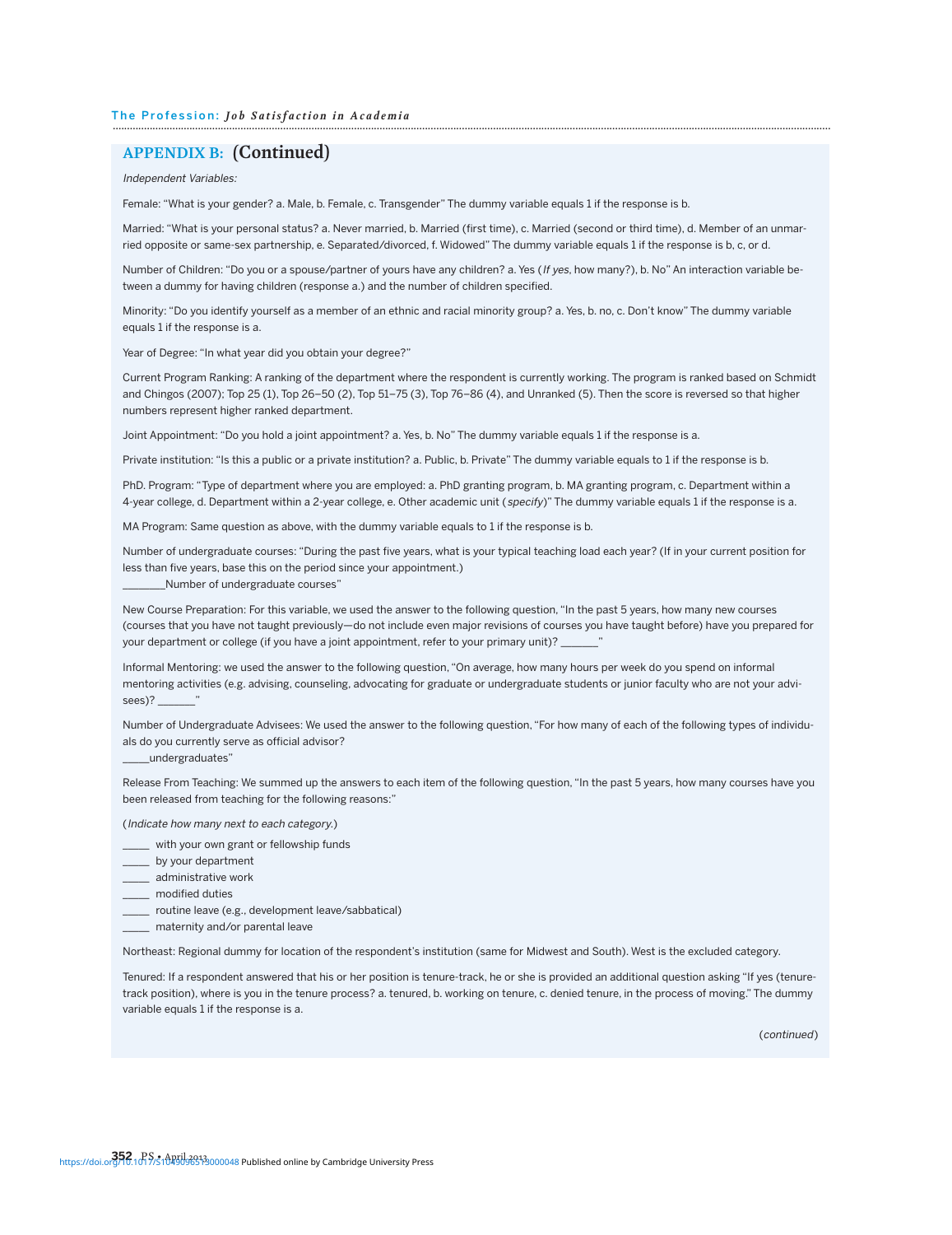## APPENDIX B: (Continued)

*Independent Variables:*

Female: "What is your gender? a. Male, b. Female, c. Transgender" The dummy variable equals 1 if the response is b.

Married: "What is your personal status? a. Never married, b. Married (first time), c. Married (second or third time), d. Member of an unmarried opposite or same-sex partnership, e. Separated/divorced, f. Widowed" The dummy variable equals 1 if the response is b, c, or d.

Number of Children: "Do you or a spouse/partner of yours have any children? a. Yes (*If yes*, how many?), b. No" An interaction variable between a dummy for having children (response a.) and the number of children specified.

Minority: "Do you identify yourself as a member of an ethnic and racial minority group? a. Yes, b. no, c. Don't know" The dummy variable equals 1 if the response is a.

Year of Degree: "In what year did you obtain your degree?"

Current Program Ranking: A ranking of the department where the respondent is currently working. The program is ranked based on Schmidt and Chingos (2007); Top 25 (1), Top 26–50 (2), Top 51–75 (3), Top 76–86 (4), and Unranked (5). Then the score is reversed so that higher numbers represent higher ranked department.

Joint Appointment: "Do you hold a joint appointment? a. Yes, b. No" The dummy variable equals 1 if the response is a.

Private institution: "Is this a public or a private institution? a. Public, b. Private" The dummy variable equals to 1 if the response is b.

PhD. Program: "Type of department where you are employed: a. PhD granting program, b. MA granting program, c. Department within a 4-year college, d. Department within a 2-year college, e. Other academic unit (*specify*)" The dummy variable equals 1 if the response is a.

MA Program: Same question as above, with the dummy variable equals to 1 if the response is b.

Number of undergraduate courses: "During the past five years, what is your typical teaching load each year? (If in your current position for less than five years, base this on the period since your appointment.)
_______Number of undergraduate courses"

New Course Preparation: For this variable, we used the answer to the following question, "In the past 5 years, how many new courses (courses that you have not taught previously—do not include even major revisions of courses you have taught before) have you prepared for your department or college (if you have a joint appointment, refer to your primary unit)? _______"

Informal Mentoring: we used the answer to the following question, "On average, how many hours per week do you spend on informal mentoring activities (e.g. advising, counseling, advocating for graduate or undergraduate students or junior faculty who are not your advisees)? _______"

Number of Undergraduate Advisees: We used the answer to the following question, "For how many of each of the following types of individuals do you currently serve as official advisor?
_____undergraduates"

Release From Teaching: We summed up the answers to each item of the following question, "In the past 5 years, how many courses have you been released from teaching for the following reasons:"

(*Indicate how many next to each category.*)

_____ with your own grant or fellowship funds
_____ by your department
_____ administrative work
_____ modified duties
_____ routine leave (e.g., development leave/sabbatical)
_____ maternity and/or parental leave

Northeast: Regional dummy for location of the respondent's institution (same for Midwest and South). West is the excluded category.

Tenured: If a respondent answered that his or her position is tenure-track, he or she is provided an additional question asking "If yes (tenure-track position), where is you in the tenure process? a. tenured, b. working on tenure, c. denied tenure, in the process of moving." The dummy variable equals 1 if the response is a.

(*continued*)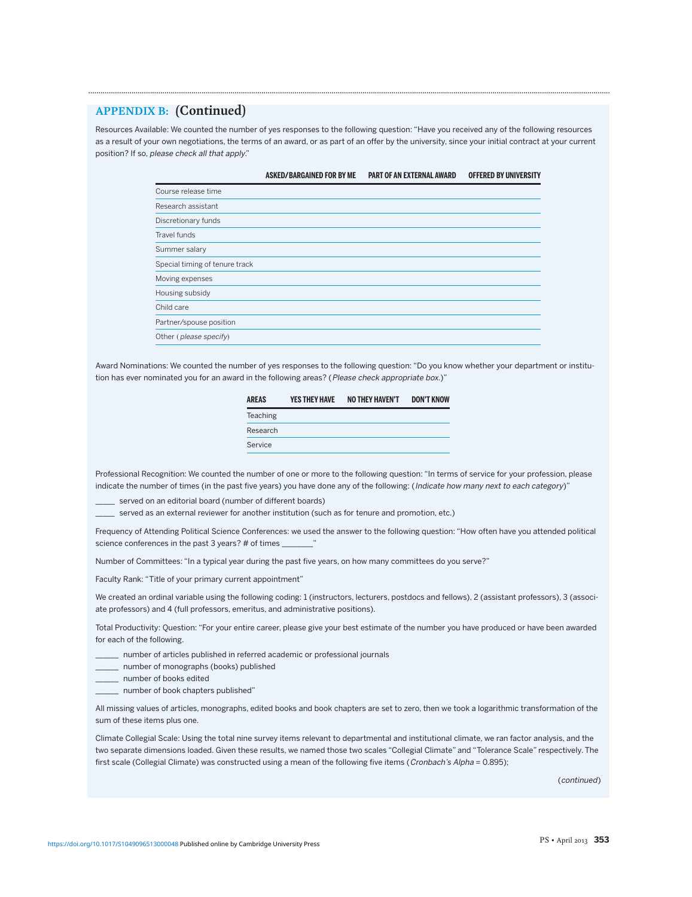## APPENDIX B: (Continued)

Resources Available: We counted the number of yes responses to the following question: "Have you received any of the following resources as a result of your own negotiations, the terms of an award, or as part of an offer by the university, since your initial contract at your current position? If so, *please check all that apply*."

| | ASKED/BARGAINED FOR BY ME | PART OF AN EXTERNAL AWARD | OFFERED BY UNIVERSITY |
|---|---|---|---|
| Course release time | | | |
| Research assistant | | | |
| Discretionary funds | | | |
| Travel funds | | | |
| Summer salary | | | |
| Special timing of tenure track | | | |
| Moving expenses | | | |
| Housing subsidy | | | |
| Child care | | | |
| Partner/spouse position | | | |
| Other (*please specify*) | | | |

Award Nominations: We counted the number of yes responses to the following question: "Do you know whether your department or institution has ever nominated you for an award in the following areas? (*Please check appropriate box.*)"

| AREAS | YES THEY HAVE | NO THEY HAVEN'T | DON'T KNOW |
|---|---|---|---|
| Teaching | | | |
| Research | | | |
| Service | | | |

Professional Recognition: We counted the number of one or more to the following question: "In terms of service for your profession, please indicate the number of times (in the past five years) you have done any of the following: (*Indicate how many next to each category*)"

_____ served on an editorial board (number of different boards)
_____ served as an external reviewer for another institution (such as for tenure and promotion, etc.)

Frequency of Attending Political Science Conferences: we used the answer to the following question: "How often have you attended political science conferences in the past 3 years? # of times _______"

Number of Committees: "In a typical year during the past five years, on how many committees do you serve?"

Faculty Rank: "Title of your primary current appointment"

We created an ordinal variable using the following coding: 1 (instructors, lecturers, postdocs and fellows), 2 (assistant professors), 3 (associate professors) and 4 (full professors, emeritus, and administrative positions).

Total Productivity: Question: "For your entire career, please give your best estimate of the number you have produced or have been awarded for each of the following.

______ number of articles published in referred academic or professional journals
______ number of monographs (books) published
______ number of books edited
______ number of book chapters published"

All missing values of articles, monographs, edited books and book chapters are set to zero, then we took a logarithmic transformation of the sum of these items plus one.

Climate Collegial Scale: Using the total nine survey items relevant to departmental and institutional climate, we ran factor analysis, and the two separate dimensions loaded. Given these results, we named those two scales "Collegial Climate" and "Tolerance Scale" respectively. The first scale (Collegial Climate) was constructed using a mean of the following five items (*Cronbach's Alpha* = 0.895);

(*continued*)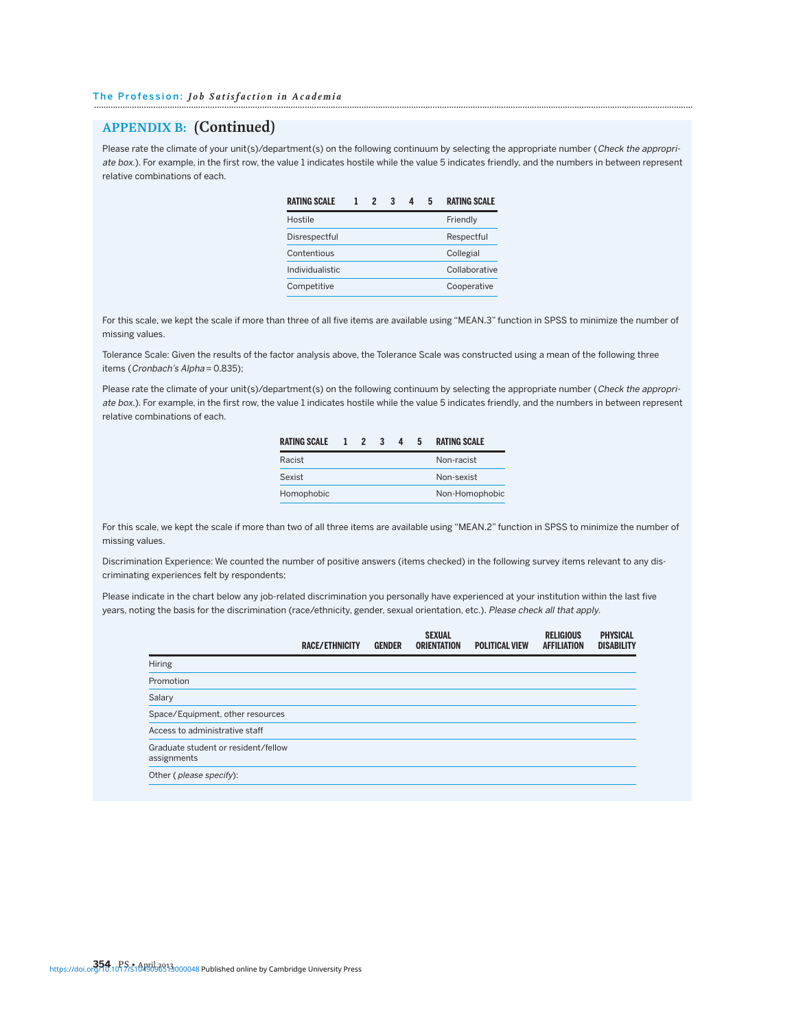## APPENDIX B: (Continued)

Please rate the climate of your unit(s)/department(s) on the following continuum by selecting the appropriate number (*Check the appropriate box.*). For example, in the first row, the value 1 indicates hostile while the value 5 indicates friendly, and the numbers in between represent relative combinations of each.

| RATING SCALE | 1 | 2 | 3 | 4 | 5 | RATING SCALE |
|---|---|---|---|---|---|---|
| Hostile | | | | | | Friendly |
| Disrespectful | | | | | | Respectful |
| Contentious | | | | | | Collegial |
| Individualistic | | | | | | Collaborative |
| Competitive | | | | | | Cooperative |

For this scale, we kept the scale if more than three of all five items are available using "MEAN.3" function in SPSS to minimize the number of missing values.

Tolerance Scale: Given the results of the factor analysis above, the Tolerance Scale was constructed using a mean of the following three items (*Cronbach's Alpha* = 0.835);

Please rate the climate of your unit(s)/department(s) on the following continuum by selecting the appropriate number (*Check the appropriate box.*). For example, in the first row, the value 1 indicates hostile while the value 5 indicates friendly, and the numbers in between represent relative combinations of each.

| RATING SCALE | 1 | 2 | 3 | 4 | 5 | RATING SCALE |
|---|---|---|---|---|---|---|
| Racist | | | | | | Non-racist |
| Sexist | | | | | | Non-sexist |
| Homophobic | | | | | | Non-Homophobic |

For this scale, we kept the scale if more than two of all three items are available using "MEAN.2" function in SPSS to minimize the number of missing values.

Discrimination Experience: We counted the number of positive answers (items checked) in the following survey items relevant to any discriminating experiences felt by respondents;

Please indicate in the chart below any job-related discrimination you personally have experienced at your institution within the last five years, noting the basis for the discrimination (race/ethnicity, gender, sexual orientation, etc.). *Please check all that apply.*

| | RACE/ETHNICITY | GENDER | SEXUAL ORIENTATION | POLITICAL VIEW | RELIGIOUS AFFILIATION | PHYSICAL DISABILITY |
|---|---|---|---|---|---|---|
| Hiring | | | | | | |
| Promotion | | | | | | |
| Salary | | | | | | |
| Space/Equipment, other resources | | | | | | |
| Access to administrative staff | | | | | | |
| Graduate student or resident/fellow assignments | | | | | | |
| Other (*please specify*): | | | | | | |